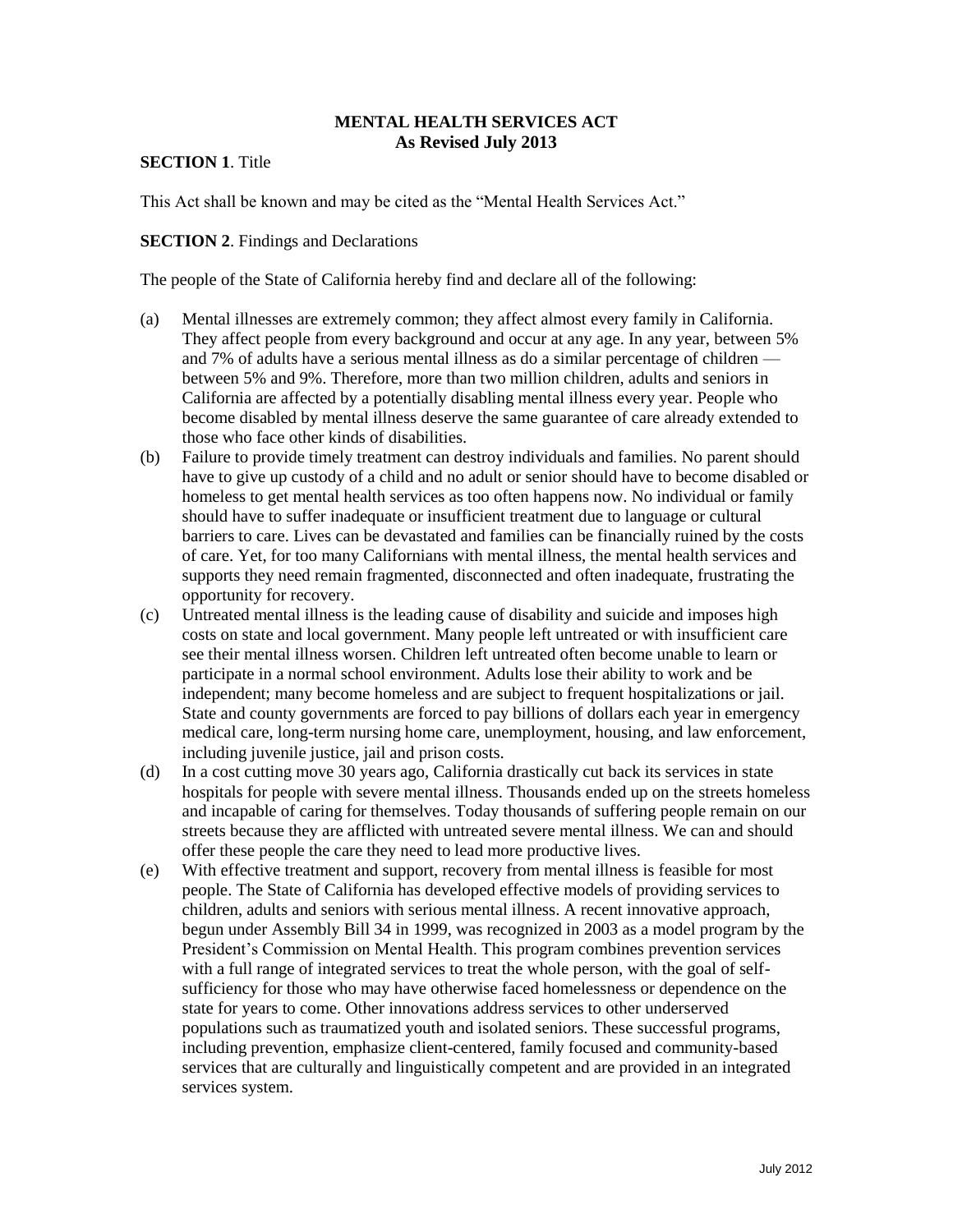# MENTAL HEALTH SERVICES ACT
## As Revised July 2013

**SECTION 1**. Title

This Act shall be known and may be cited as the "Mental Health Services Act."

**SECTION 2**. Findings and Declarations

The people of the State of California hereby find and declare all of the following:

(a) Mental illnesses are extremely common; they affect almost every family in California. They affect people from every background and occur at any age. In any year, between 5% and 7% of adults have a serious mental illness as do a similar percentage of children — between 5% and 9%. Therefore, more than two million children, adults and seniors in California are affected by a potentially disabling mental illness every year. People who become disabled by mental illness deserve the same guarantee of care already extended to those who face other kinds of disabilities.

(b) Failure to provide timely treatment can destroy individuals and families. No parent should have to give up custody of a child and no adult or senior should have to become disabled or homeless to get mental health services as too often happens now. No individual or family should have to suffer inadequate or insufficient treatment due to language or cultural barriers to care. Lives can be devastated and families can be financially ruined by the costs of care. Yet, for too many Californians with mental illness, the mental health services and supports they need remain fragmented, disconnected and often inadequate, frustrating the opportunity for recovery.

(c) Untreated mental illness is the leading cause of disability and suicide and imposes high costs on state and local government. Many people left untreated or with insufficient care see their mental illness worsen. Children left untreated often become unable to learn or participate in a normal school environment. Adults lose their ability to work and be independent; many become homeless and are subject to frequent hospitalizations or jail. State and county governments are forced to pay billions of dollars each year in emergency medical care, long-term nursing home care, unemployment, housing, and law enforcement, including juvenile justice, jail and prison costs.

(d) In a cost cutting move 30 years ago, California drastically cut back its services in state hospitals for people with severe mental illness. Thousands ended up on the streets homeless and incapable of caring for themselves. Today thousands of suffering people remain on our streets because they are afflicted with untreated severe mental illness. We can and should offer these people the care they need to lead more productive lives.

(e) With effective treatment and support, recovery from mental illness is feasible for most people. The State of California has developed effective models of providing services to children, adults and seniors with serious mental illness. A recent innovative approach, begun under Assembly Bill 34 in 1999, was recognized in 2003 as a model program by the President's Commission on Mental Health. This program combines prevention services with a full range of integrated services to treat the whole person, with the goal of self-sufficiency for those who may have otherwise faced homelessness or dependence on the state for years to come. Other innovations address services to other underserved populations such as traumatized youth and isolated seniors. These successful programs, including prevention, emphasize client-centered, family focused and community-based services that are culturally and linguistically competent and are provided in an integrated services system.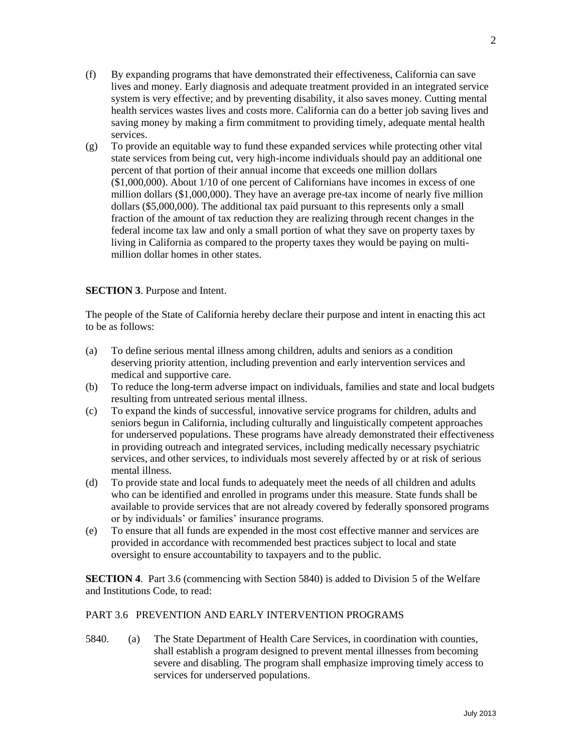(f) By expanding programs that have demonstrated their effectiveness, California can save lives and money. Early diagnosis and adequate treatment provided in an integrated service system is very effective; and by preventing disability, it also saves money. Cutting mental health services wastes lives and costs more. California can do a better job saving lives and saving money by making a firm commitment to providing timely, adequate mental health services.

(g) To provide an equitable way to fund these expanded services while protecting other vital state services from being cut, very high-income individuals should pay an additional one percent of that portion of their annual income that exceeds one million dollars ($1,000,000). About 1/10 of one percent of Californians have incomes in excess of one million dollars ($1,000,000). They have an average pre-tax income of nearly five million dollars ($5,000,000). The additional tax paid pursuant to this represents only a small fraction of the amount of tax reduction they are realizing through recent changes in the federal income tax law and only a small portion of what they save on property taxes by living in California as compared to the property taxes they would be paying on multi-million dollar homes in other states.

**SECTION 3**. Purpose and Intent.

The people of the State of California hereby declare their purpose and intent in enacting this act to be as follows:

(a) To define serious mental illness among children, adults and seniors as a condition deserving priority attention, including prevention and early intervention services and medical and supportive care.

(b) To reduce the long-term adverse impact on individuals, families and state and local budgets resulting from untreated serious mental illness.

(c) To expand the kinds of successful, innovative service programs for children, adults and seniors begun in California, including culturally and linguistically competent approaches for underserved populations. These programs have already demonstrated their effectiveness in providing outreach and integrated services, including medically necessary psychiatric services, and other services, to individuals most severely affected by or at risk of serious mental illness.

(d) To provide state and local funds to adequately meet the needs of all children and adults who can be identified and enrolled in programs under this measure. State funds shall be available to provide services that are not already covered by federally sponsored programs or by individuals' or families' insurance programs.

(e) To ensure that all funds are expended in the most cost effective manner and services are provided in accordance with recommended best practices subject to local and state oversight to ensure accountability to taxpayers and to the public.

**SECTION 4**. Part 3.6 (commencing with Section 5840) is added to Division 5 of the Welfare and Institutions Code, to read:

PART 3.6 PREVENTION AND EARLY INTERVENTION PROGRAMS

5840. (a) The State Department of Health Care Services, in coordination with counties, shall establish a program designed to prevent mental illnesses from becoming severe and disabling. The program shall emphasize improving timely access to services for underserved populations.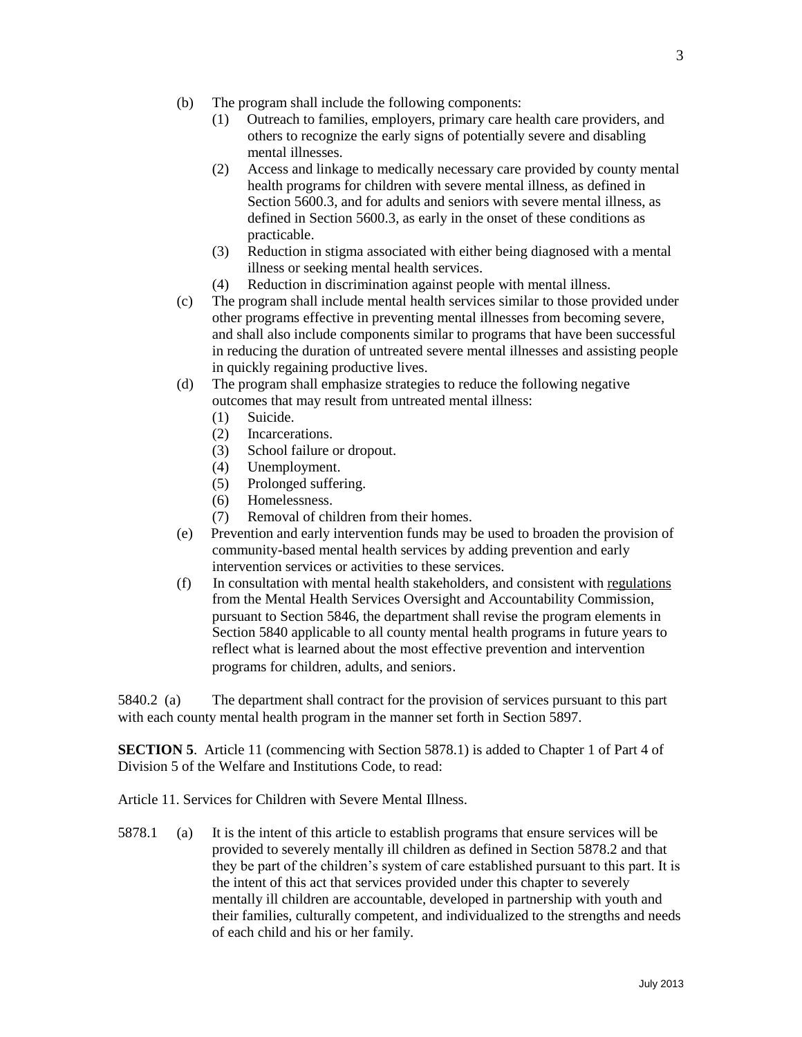(b) The program shall include the following components:

(1) Outreach to families, employers, primary care health care providers, and others to recognize the early signs of potentially severe and disabling mental illnesses.

(2) Access and linkage to medically necessary care provided by county mental health programs for children with severe mental illness, as defined in Section 5600.3, and for adults and seniors with severe mental illness, as defined in Section 5600.3, as early in the onset of these conditions as practicable.

(3) Reduction in stigma associated with either being diagnosed with a mental illness or seeking mental health services.

(4) Reduction in discrimination against people with mental illness.

(c) The program shall include mental health services similar to those provided under other programs effective in preventing mental illnesses from becoming severe, and shall also include components similar to programs that have been successful in reducing the duration of untreated severe mental illnesses and assisting people in quickly regaining productive lives.

(d) The program shall emphasize strategies to reduce the following negative outcomes that may result from untreated mental illness:

(1) Suicide.

(2) Incarcerations.

(3) School failure or dropout.

(4) Unemployment.

(5) Prolonged suffering.

(6) Homelessness.

(7) Removal of children from their homes.

(e) Prevention and early intervention funds may be used to broaden the provision of community-based mental health services by adding prevention and early intervention services or activities to these services.

(f) In consultation with mental health stakeholders, and consistent with regulations from the Mental Health Services Oversight and Accountability Commission, pursuant to Section 5846, the department shall revise the program elements in Section 5840 applicable to all county mental health programs in future years to reflect what is learned about the most effective prevention and intervention programs for children, adults, and seniors.

5840.2 (a) The department shall contract for the provision of services pursuant to this part with each county mental health program in the manner set forth in Section 5897.

**SECTION 5**. Article 11 (commencing with Section 5878.1) is added to Chapter 1 of Part 4 of Division 5 of the Welfare and Institutions Code, to read:

Article 11. Services for Children with Severe Mental Illness.

5878.1 (a) It is the intent of this article to establish programs that ensure services will be provided to severely mentally ill children as defined in Section 5878.2 and that they be part of the children's system of care established pursuant to this part. It is the intent of this act that services provided under this chapter to severely mentally ill children are accountable, developed in partnership with youth and their families, culturally competent, and individualized to the strengths and needs of each child and his or her family.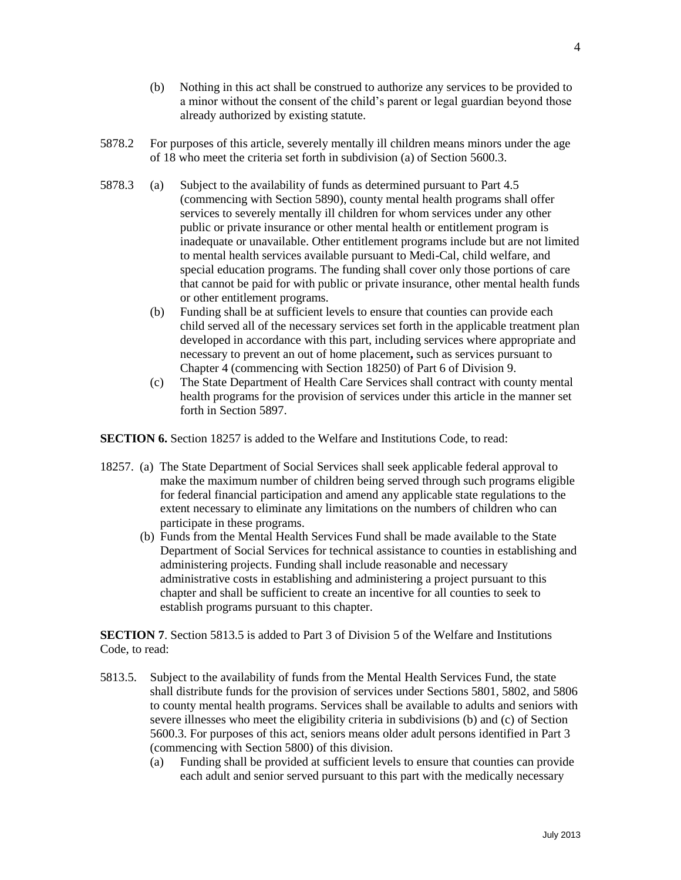(b) Nothing in this act shall be construed to authorize any services to be provided to a minor without the consent of the child's parent or legal guardian beyond those already authorized by existing statute.

5878.2 For purposes of this article, severely mentally ill children means minors under the age of 18 who meet the criteria set forth in subdivision (a) of Section 5600.3.

5878.3 (a) Subject to the availability of funds as determined pursuant to Part 4.5 (commencing with Section 5890), county mental health programs shall offer services to severely mentally ill children for whom services under any other public or private insurance or other mental health or entitlement program is inadequate or unavailable. Other entitlement programs include but are not limited to mental health services available pursuant to Medi-Cal, child welfare, and special education programs. The funding shall cover only those portions of care that cannot be paid for with public or private insurance, other mental health funds or other entitlement programs.

(b) Funding shall be at sufficient levels to ensure that counties can provide each child served all of the necessary services set forth in the applicable treatment plan developed in accordance with this part, including services where appropriate and necessary to prevent an out of home placement**,** such as services pursuant to Chapter 4 (commencing with Section 18250) of Part 6 of Division 9.

(c) The State Department of Health Care Services shall contract with county mental health programs for the provision of services under this article in the manner set forth in Section 5897.

**SECTION 6.** Section 18257 is added to the Welfare and Institutions Code, to read:

18257. (a) The State Department of Social Services shall seek applicable federal approval to make the maximum number of children being served through such programs eligible for federal financial participation and amend any applicable state regulations to the extent necessary to eliminate any limitations on the numbers of children who can participate in these programs.

(b) Funds from the Mental Health Services Fund shall be made available to the State Department of Social Services for technical assistance to counties in establishing and administering projects. Funding shall include reasonable and necessary administrative costs in establishing and administering a project pursuant to this chapter and shall be sufficient to create an incentive for all counties to seek to establish programs pursuant to this chapter.

**SECTION 7**. Section 5813.5 is added to Part 3 of Division 5 of the Welfare and Institutions Code, to read:

5813.5. Subject to the availability of funds from the Mental Health Services Fund, the state shall distribute funds for the provision of services under Sections 5801, 5802, and 5806 to county mental health programs. Services shall be available to adults and seniors with severe illnesses who meet the eligibility criteria in subdivisions (b) and (c) of Section 5600.3. For purposes of this act, seniors means older adult persons identified in Part 3 (commencing with Section 5800) of this division.

(a) Funding shall be provided at sufficient levels to ensure that counties can provide each adult and senior served pursuant to this part with the medically necessary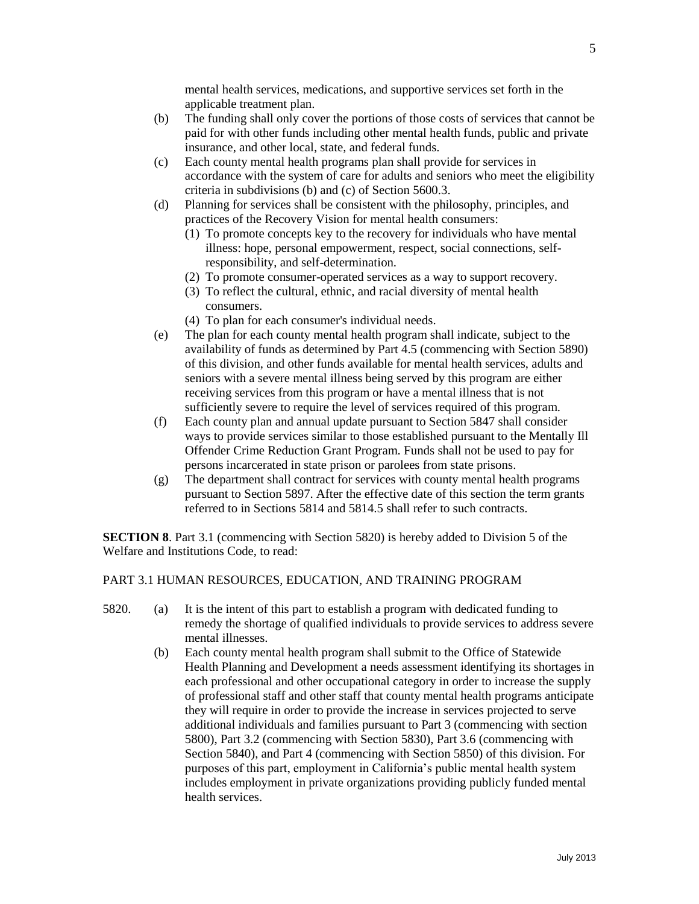mental health services, medications, and supportive services set forth in the applicable treatment plan.

(b) The funding shall only cover the portions of those costs of services that cannot be paid for with other funds including other mental health funds, public and private insurance, and other local, state, and federal funds.

(c) Each county mental health programs plan shall provide for services in accordance with the system of care for adults and seniors who meet the eligibility criteria in subdivisions (b) and (c) of Section 5600.3.

(d) Planning for services shall be consistent with the philosophy, principles, and practices of the Recovery Vision for mental health consumers:

(1) To promote concepts key to the recovery for individuals who have mental illness: hope, personal empowerment, respect, social connections, self-responsibility, and self-determination.

(2) To promote consumer-operated services as a way to support recovery.

(3) To reflect the cultural, ethnic, and racial diversity of mental health consumers.

(4) To plan for each consumer's individual needs.

(e) The plan for each county mental health program shall indicate, subject to the availability of funds as determined by Part 4.5 (commencing with Section 5890) of this division, and other funds available for mental health services, adults and seniors with a severe mental illness being served by this program are either receiving services from this program or have a mental illness that is not sufficiently severe to require the level of services required of this program.

(f) Each county plan and annual update pursuant to Section 5847 shall consider ways to provide services similar to those established pursuant to the Mentally Ill Offender Crime Reduction Grant Program. Funds shall not be used to pay for persons incarcerated in state prison or parolees from state prisons.

(g) The department shall contract for services with county mental health programs pursuant to Section 5897. After the effective date of this section the term grants referred to in Sections 5814 and 5814.5 shall refer to such contracts.

**SECTION 8**. Part 3.1 (commencing with Section 5820) is hereby added to Division 5 of the Welfare and Institutions Code, to read:

PART 3.1 HUMAN RESOURCES, EDUCATION, AND TRAINING PROGRAM

5820. (a) It is the intent of this part to establish a program with dedicated funding to remedy the shortage of qualified individuals to provide services to address severe mental illnesses.

(b) Each county mental health program shall submit to the Office of Statewide Health Planning and Development a needs assessment identifying its shortages in each professional and other occupational category in order to increase the supply of professional staff and other staff that county mental health programs anticipate they will require in order to provide the increase in services projected to serve additional individuals and families pursuant to Part 3 (commencing with section 5800), Part 3.2 (commencing with Section 5830), Part 3.6 (commencing with Section 5840), and Part 4 (commencing with Section 5850) of this division. For purposes of this part, employment in California's public mental health system includes employment in private organizations providing publicly funded mental health services.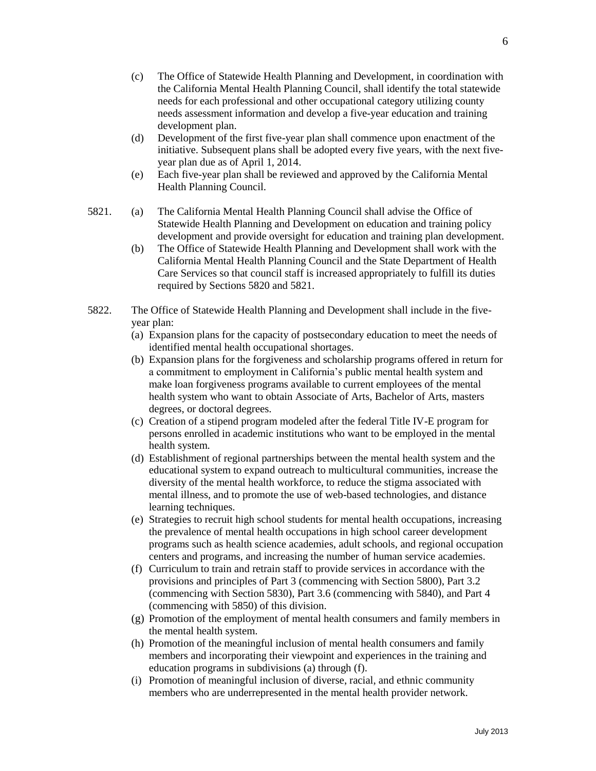(c) The Office of Statewide Health Planning and Development, in coordination with the California Mental Health Planning Council, shall identify the total statewide needs for each professional and other occupational category utilizing county needs assessment information and develop a five-year education and training development plan.

(d) Development of the first five-year plan shall commence upon enactment of the initiative. Subsequent plans shall be adopted every five years, with the next five-year plan due as of April 1, 2014.

(e) Each five-year plan shall be reviewed and approved by the California Mental Health Planning Council.

5821. (a) The California Mental Health Planning Council shall advise the Office of Statewide Health Planning and Development on education and training policy development and provide oversight for education and training plan development.

(b) The Office of Statewide Health Planning and Development shall work with the California Mental Health Planning Council and the State Department of Health Care Services so that council staff is increased appropriately to fulfill its duties required by Sections 5820 and 5821.

5822. The Office of Statewide Health Planning and Development shall include in the five-year plan:

(a) Expansion plans for the capacity of postsecondary education to meet the needs of identified mental health occupational shortages.

(b) Expansion plans for the forgiveness and scholarship programs offered in return for a commitment to employment in California's public mental health system and make loan forgiveness programs available to current employees of the mental health system who want to obtain Associate of Arts, Bachelor of Arts, masters degrees, or doctoral degrees.

(c) Creation of a stipend program modeled after the federal Title IV-E program for persons enrolled in academic institutions who want to be employed in the mental health system.

(d) Establishment of regional partnerships between the mental health system and the educational system to expand outreach to multicultural communities, increase the diversity of the mental health workforce, to reduce the stigma associated with mental illness, and to promote the use of web-based technologies, and distance learning techniques.

(e) Strategies to recruit high school students for mental health occupations, increasing the prevalence of mental health occupations in high school career development programs such as health science academies, adult schools, and regional occupation centers and programs, and increasing the number of human service academies.

(f) Curriculum to train and retrain staff to provide services in accordance with the provisions and principles of Part 3 (commencing with Section 5800), Part 3.2 (commencing with Section 5830), Part 3.6 (commencing with 5840), and Part 4 (commencing with 5850) of this division.

(g) Promotion of the employment of mental health consumers and family members in the mental health system.

(h) Promotion of the meaningful inclusion of mental health consumers and family members and incorporating their viewpoint and experiences in the training and education programs in subdivisions (a) through (f).

(i) Promotion of meaningful inclusion of diverse, racial, and ethnic community members who are underrepresented in the mental health provider network.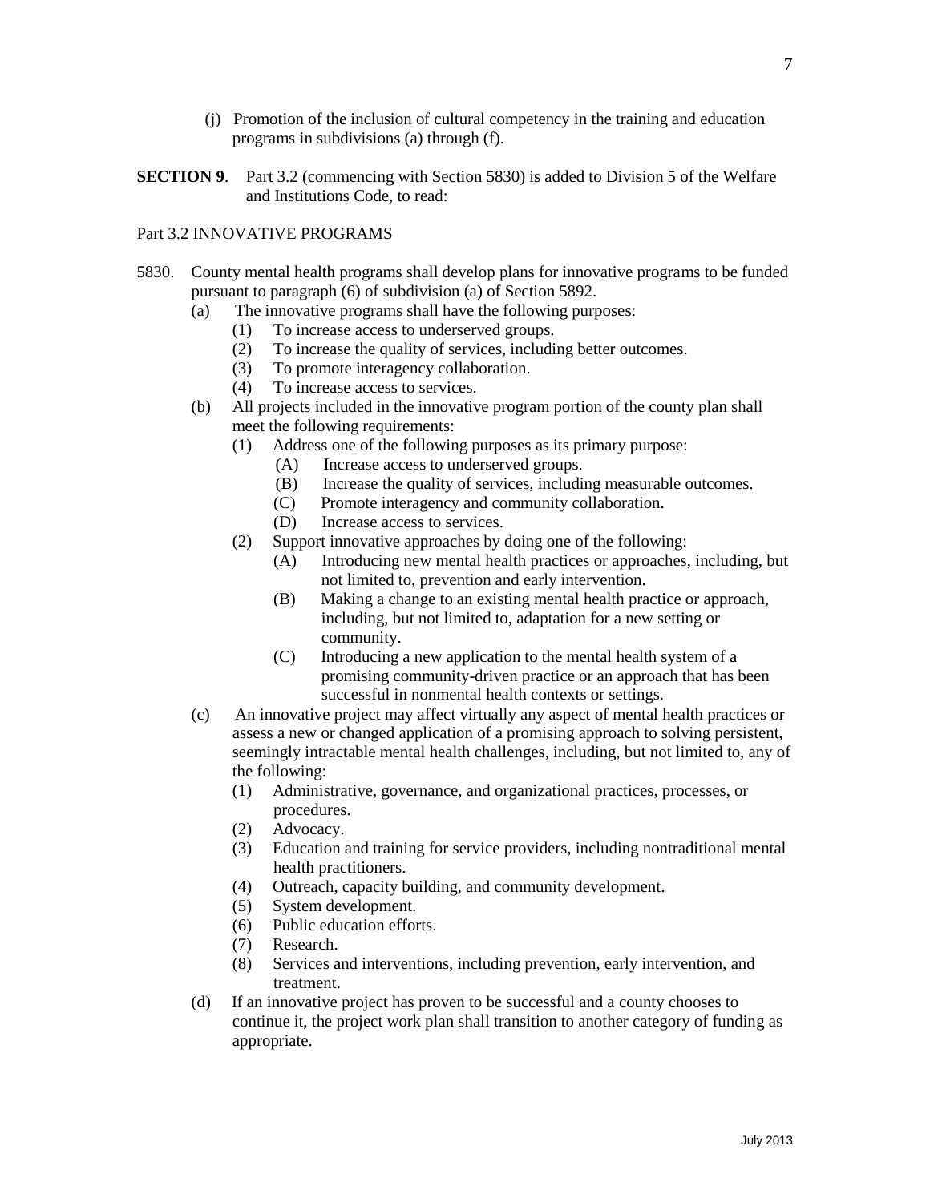(j) Promotion of the inclusion of cultural competency in the training and education programs in subdivisions (a) through (f).

**SECTION 9**. Part 3.2 (commencing with Section 5830) is added to Division 5 of the Welfare and Institutions Code, to read:

Part 3.2 INNOVATIVE PROGRAMS

5830. County mental health programs shall develop plans for innovative programs to be funded pursuant to paragraph (6) of subdivision (a) of Section 5892.

- (a) The innovative programs shall have the following purposes:
  - (1) To increase access to underserved groups.
  - (2) To increase the quality of services, including better outcomes.
  - (3) To promote interagency collaboration.
  - (4) To increase access to services.
- (b) All projects included in the innovative program portion of the county plan shall meet the following requirements:
  - (1) Address one of the following purposes as its primary purpose:
    - (A) Increase access to underserved groups.
    - (B) Increase the quality of services, including measurable outcomes.
    - (C) Promote interagency and community collaboration.
    - (D) Increase access to services.
  - (2) Support innovative approaches by doing one of the following:
    - (A) Introducing new mental health practices or approaches, including, but not limited to, prevention and early intervention.
    - (B) Making a change to an existing mental health practice or approach, including, but not limited to, adaptation for a new setting or community.
    - (C) Introducing a new application to the mental health system of a promising community-driven practice or an approach that has been successful in nonmental health contexts or settings.
- (c) An innovative project may affect virtually any aspect of mental health practices or assess a new or changed application of a promising approach to solving persistent, seemingly intractable mental health challenges, including, but not limited to, any of the following:
  - (1) Administrative, governance, and organizational practices, processes, or procedures.
  - (2) Advocacy.
  - (3) Education and training for service providers, including nontraditional mental health practitioners.
  - (4) Outreach, capacity building, and community development.
  - (5) System development.
  - (6) Public education efforts.
  - (7) Research.
  - (8) Services and interventions, including prevention, early intervention, and treatment.
- (d) If an innovative project has proven to be successful and a county chooses to continue it, the project work plan shall transition to another category of funding as appropriate.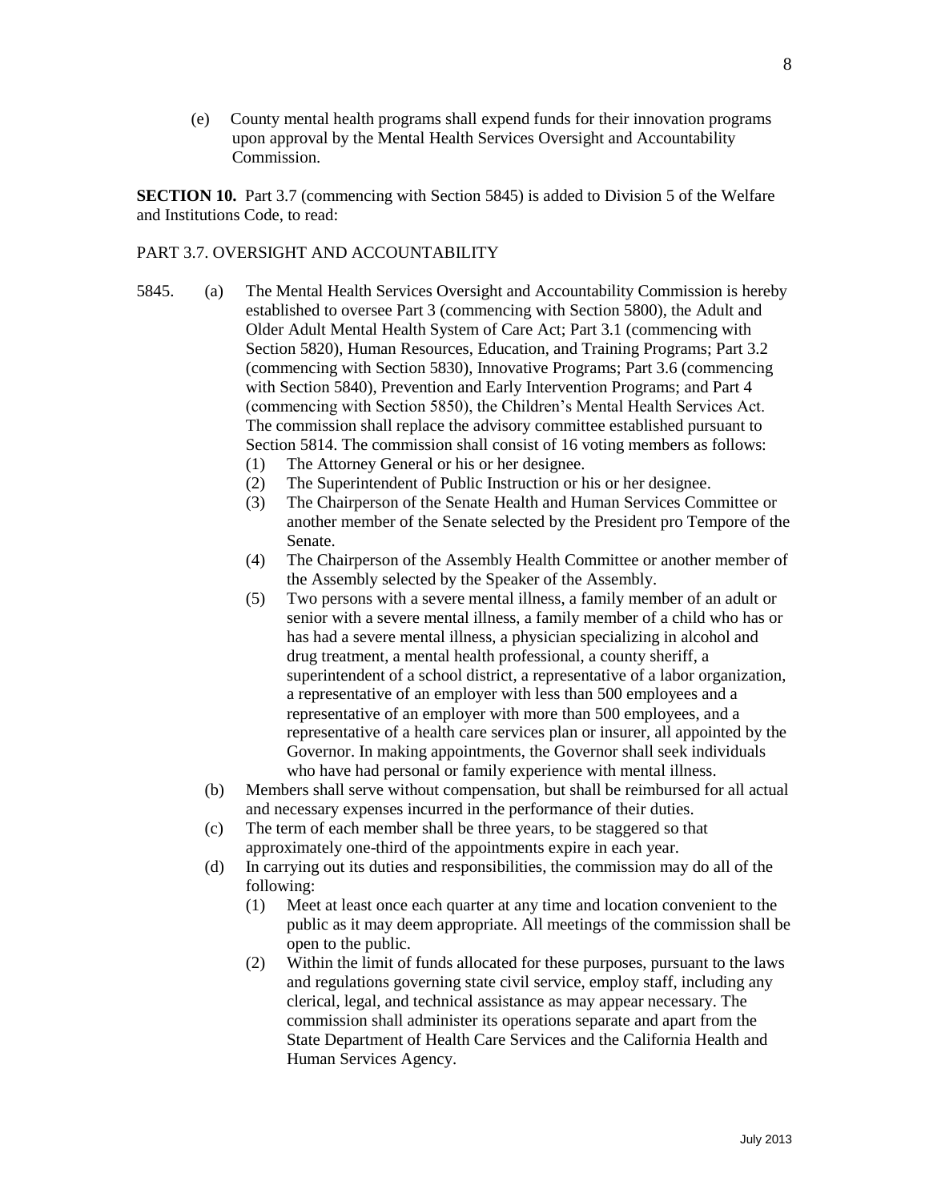(e) County mental health programs shall expend funds for their innovation programs upon approval by the Mental Health Services Oversight and Accountability Commission.

**SECTION 10.** Part 3.7 (commencing with Section 5845) is added to Division 5 of the Welfare and Institutions Code, to read:

PART 3.7. OVERSIGHT AND ACCOUNTABILITY

5845. (a) The Mental Health Services Oversight and Accountability Commission is hereby established to oversee Part 3 (commencing with Section 5800), the Adult and Older Adult Mental Health System of Care Act; Part 3.1 (commencing with Section 5820), Human Resources, Education, and Training Programs; Part 3.2 (commencing with Section 5830), Innovative Programs; Part 3.6 (commencing with Section 5840), Prevention and Early Intervention Programs; and Part 4 (commencing with Section 5850), the Children's Mental Health Services Act. The commission shall replace the advisory committee established pursuant to Section 5814. The commission shall consist of 16 voting members as follows:

(1) The Attorney General or his or her designee.

(2) The Superintendent of Public Instruction or his or her designee.

(3) The Chairperson of the Senate Health and Human Services Committee or another member of the Senate selected by the President pro Tempore of the Senate.

(4) The Chairperson of the Assembly Health Committee or another member of the Assembly selected by the Speaker of the Assembly.

(5) Two persons with a severe mental illness, a family member of an adult or senior with a severe mental illness, a family member of a child who has or has had a severe mental illness, a physician specializing in alcohol and drug treatment, a mental health professional, a county sheriff, a superintendent of a school district, a representative of a labor organization, a representative of an employer with less than 500 employees and a representative of an employer with more than 500 employees, and a representative of a health care services plan or insurer, all appointed by the Governor. In making appointments, the Governor shall seek individuals who have had personal or family experience with mental illness.

(b) Members shall serve without compensation, but shall be reimbursed for all actual and necessary expenses incurred in the performance of their duties.

(c) The term of each member shall be three years, to be staggered so that approximately one-third of the appointments expire in each year.

(d) In carrying out its duties and responsibilities, the commission may do all of the following:

(1) Meet at least once each quarter at any time and location convenient to the public as it may deem appropriate. All meetings of the commission shall be open to the public.

(2) Within the limit of funds allocated for these purposes, pursuant to the laws and regulations governing state civil service, employ staff, including any clerical, legal, and technical assistance as may appear necessary. The commission shall administer its operations separate and apart from the State Department of Health Care Services and the California Health and Human Services Agency.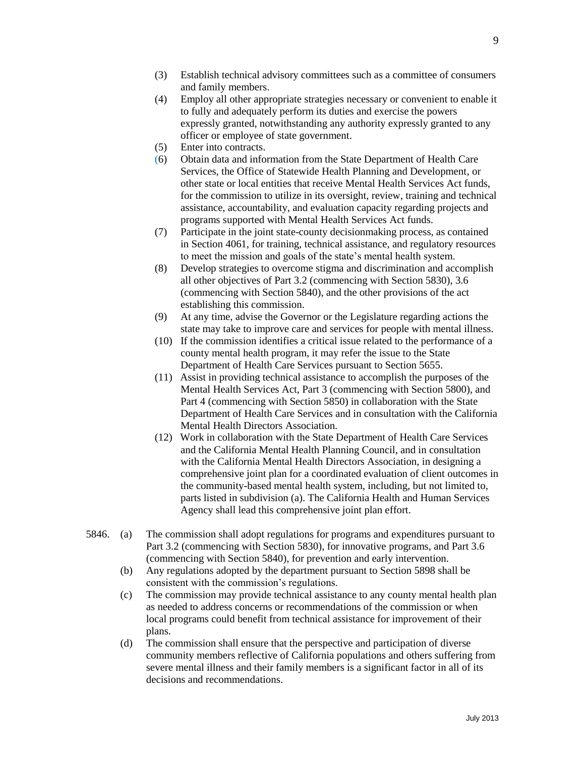(3) Establish technical advisory committees such as a committee of consumers and family members.

(4) Employ all other appropriate strategies necessary or convenient to enable it to fully and adequately perform its duties and exercise the powers expressly granted, notwithstanding any authority expressly granted to any officer or employee of state government.

(5) Enter into contracts.

(6) Obtain data and information from the State Department of Health Care Services, the Office of Statewide Health Planning and Development, or other state or local entities that receive Mental Health Services Act funds, for the commission to utilize in its oversight, review, training and technical assistance, accountability, and evaluation capacity regarding projects and programs supported with Mental Health Services Act funds.

(7) Participate in the joint state-county decisionmaking process, as contained in Section 4061, for training, technical assistance, and regulatory resources to meet the mission and goals of the state's mental health system.

(8) Develop strategies to overcome stigma and discrimination and accomplish all other objectives of Part 3.2 (commencing with Section 5830), 3.6 (commencing with Section 5840), and the other provisions of the act establishing this commission.

(9) At any time, advise the Governor or the Legislature regarding actions the state may take to improve care and services for people with mental illness.

(10) If the commission identifies a critical issue related to the performance of a county mental health program, it may refer the issue to the State Department of Health Care Services pursuant to Section 5655.

(11) Assist in providing technical assistance to accomplish the purposes of the Mental Health Services Act, Part 3 (commencing with Section 5800), and Part 4 (commencing with Section 5850) in collaboration with the State Department of Health Care Services and in consultation with the California Mental Health Directors Association.

(12) Work in collaboration with the State Department of Health Care Services and the California Mental Health Planning Council, and in consultation with the California Mental Health Directors Association, in designing a comprehensive joint plan for a coordinated evaluation of client outcomes in the community-based mental health system, including, but not limited to, parts listed in subdivision (a). The California Health and Human Services Agency shall lead this comprehensive joint plan effort.

5846. (a) The commission shall adopt regulations for programs and expenditures pursuant to Part 3.2 (commencing with Section 5830), for innovative programs, and Part 3.6 (commencing with Section 5840), for prevention and early intervention.

(b) Any regulations adopted by the department pursuant to Section 5898 shall be consistent with the commission's regulations.

(c) The commission may provide technical assistance to any county mental health plan as needed to address concerns or recommendations of the commission or when local programs could benefit from technical assistance for improvement of their plans.

(d) The commission shall ensure that the perspective and participation of diverse community members reflective of California populations and others suffering from severe mental illness and their family members is a significant factor in all of its decisions and recommendations.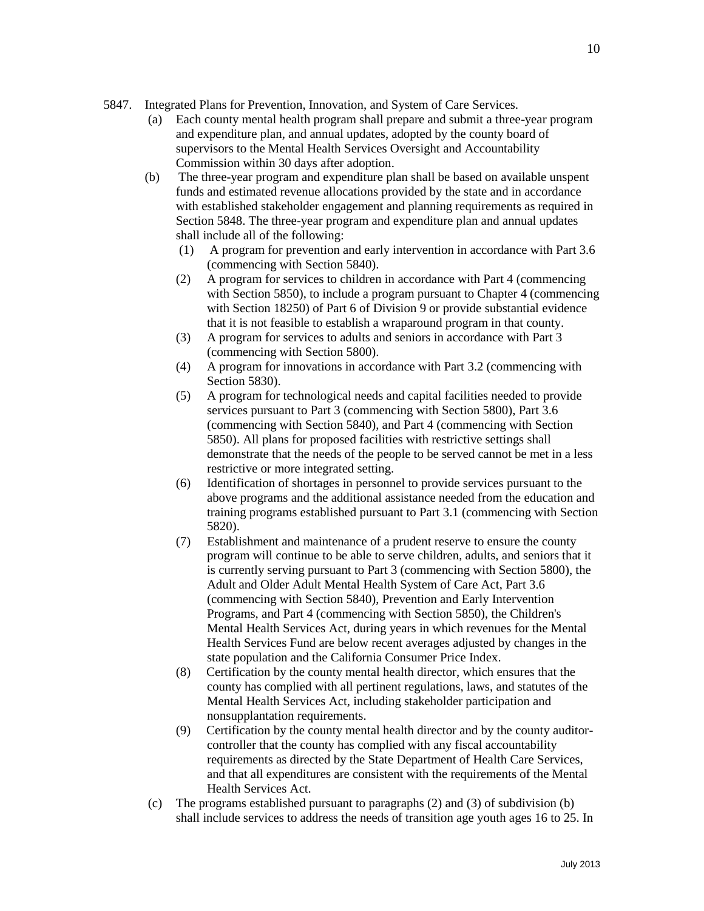5847. Integrated Plans for Prevention, Innovation, and System of Care Services.

(a) Each county mental health program shall prepare and submit a three-year program and expenditure plan, and annual updates, adopted by the county board of supervisors to the Mental Health Services Oversight and Accountability Commission within 30 days after adoption.

(b) The three-year program and expenditure plan shall be based on available unspent funds and estimated revenue allocations provided by the state and in accordance with established stakeholder engagement and planning requirements as required in Section 5848. The three-year program and expenditure plan and annual updates shall include all of the following:

(1) A program for prevention and early intervention in accordance with Part 3.6 (commencing with Section 5840).

(2) A program for services to children in accordance with Part 4 (commencing with Section 5850), to include a program pursuant to Chapter 4 (commencing with Section 18250) of Part 6 of Division 9 or provide substantial evidence that it is not feasible to establish a wraparound program in that county.

(3) A program for services to adults and seniors in accordance with Part 3 (commencing with Section 5800).

(4) A program for innovations in accordance with Part 3.2 (commencing with Section 5830).

(5) A program for technological needs and capital facilities needed to provide services pursuant to Part 3 (commencing with Section 5800), Part 3.6 (commencing with Section 5840), and Part 4 (commencing with Section 5850). All plans for proposed facilities with restrictive settings shall demonstrate that the needs of the people to be served cannot be met in a less restrictive or more integrated setting.

(6) Identification of shortages in personnel to provide services pursuant to the above programs and the additional assistance needed from the education and training programs established pursuant to Part 3.1 (commencing with Section 5820).

(7) Establishment and maintenance of a prudent reserve to ensure the county program will continue to be able to serve children, adults, and seniors that it is currently serving pursuant to Part 3 (commencing with Section 5800), the Adult and Older Adult Mental Health System of Care Act, Part 3.6 (commencing with Section 5840), Prevention and Early Intervention Programs, and Part 4 (commencing with Section 5850), the Children's Mental Health Services Act, during years in which revenues for the Mental Health Services Fund are below recent averages adjusted by changes in the state population and the California Consumer Price Index.

(8) Certification by the county mental health director, which ensures that the county has complied with all pertinent regulations, laws, and statutes of the Mental Health Services Act, including stakeholder participation and nonsupplantation requirements.

(9) Certification by the county mental health director and by the county auditor-controller that the county has complied with any fiscal accountability requirements as directed by the State Department of Health Care Services, and that all expenditures are consistent with the requirements of the Mental Health Services Act.

(c) The programs established pursuant to paragraphs (2) and (3) of subdivision (b) shall include services to address the needs of transition age youth ages 16 to 25. In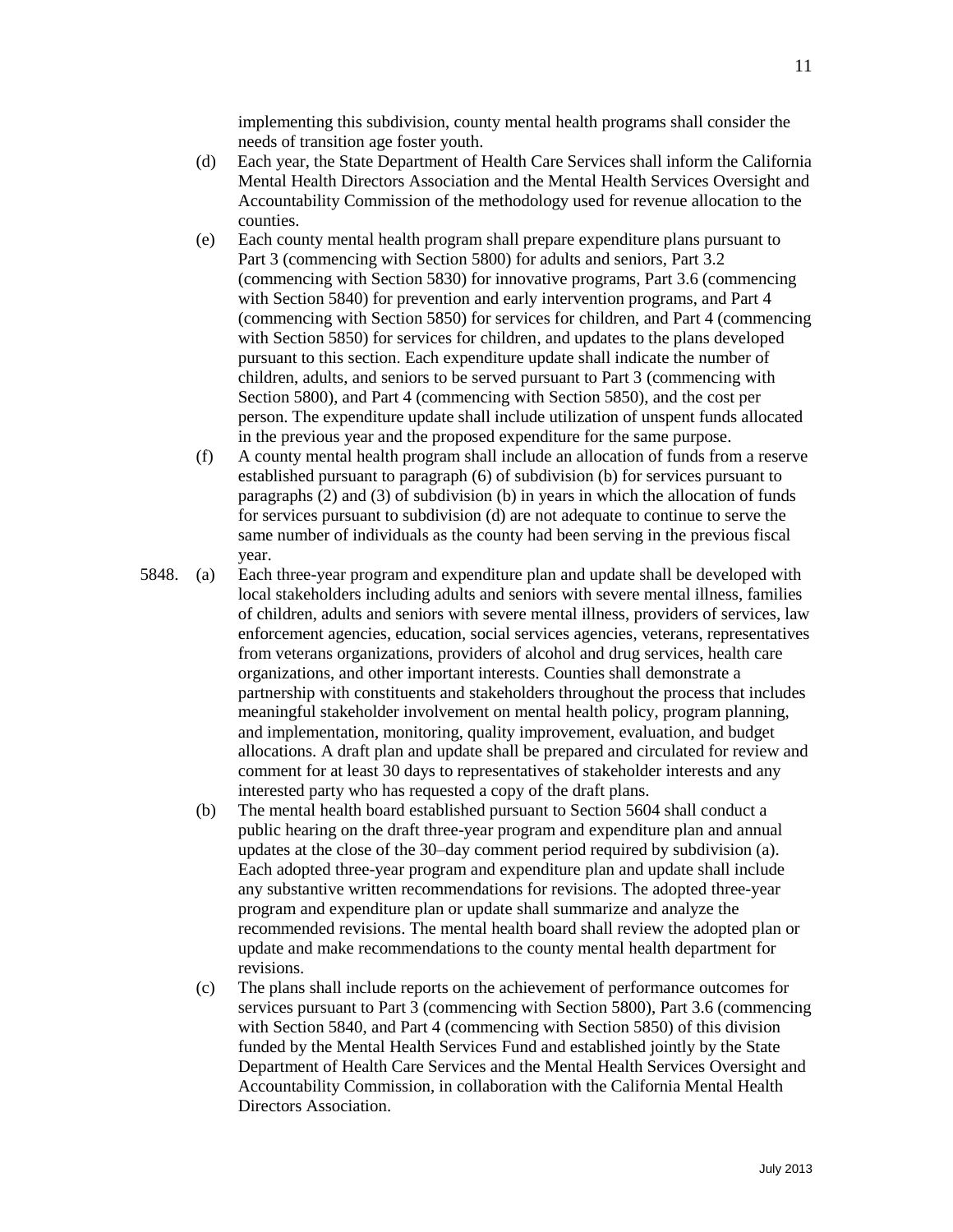implementing this subdivision, county mental health programs shall consider the needs of transition age foster youth.

(d) Each year, the State Department of Health Care Services shall inform the California Mental Health Directors Association and the Mental Health Services Oversight and Accountability Commission of the methodology used for revenue allocation to the counties.

(e) Each county mental health program shall prepare expenditure plans pursuant to Part 3 (commencing with Section 5800) for adults and seniors, Part 3.2 (commencing with Section 5830) for innovative programs, Part 3.6 (commencing with Section 5840) for prevention and early intervention programs, and Part 4 (commencing with Section 5850) for services for children, and Part 4 (commencing with Section 5850) for services for children, and updates to the plans developed pursuant to this section. Each expenditure update shall indicate the number of children, adults, and seniors to be served pursuant to Part 3 (commencing with Section 5800), and Part 4 (commencing with Section 5850), and the cost per person. The expenditure update shall include utilization of unspent funds allocated in the previous year and the proposed expenditure for the same purpose.

(f) A county mental health program shall include an allocation of funds from a reserve established pursuant to paragraph (6) of subdivision (b) for services pursuant to paragraphs (2) and (3) of subdivision (b) in years in which the allocation of funds for services pursuant to subdivision (d) are not adequate to continue to serve the same number of individuals as the county had been serving in the previous fiscal year.

5848. (a) Each three-year program and expenditure plan and update shall be developed with local stakeholders including adults and seniors with severe mental illness, families of children, adults and seniors with severe mental illness, providers of services, law enforcement agencies, education, social services agencies, veterans, representatives from veterans organizations, providers of alcohol and drug services, health care organizations, and other important interests. Counties shall demonstrate a partnership with constituents and stakeholders throughout the process that includes meaningful stakeholder involvement on mental health policy, program planning, and implementation, monitoring, quality improvement, evaluation, and budget allocations. A draft plan and update shall be prepared and circulated for review and comment for at least 30 days to representatives of stakeholder interests and any interested party who has requested a copy of the draft plans.

(b) The mental health board established pursuant to Section 5604 shall conduct a public hearing on the draft three-year program and expenditure plan and annual updates at the close of the 30–day comment period required by subdivision (a). Each adopted three-year program and expenditure plan and update shall include any substantive written recommendations for revisions. The adopted three-year program and expenditure plan or update shall summarize and analyze the recommended revisions. The mental health board shall review the adopted plan or update and make recommendations to the county mental health department for revisions.

(c) The plans shall include reports on the achievement of performance outcomes for services pursuant to Part 3 (commencing with Section 5800), Part 3.6 (commencing with Section 5840, and Part 4 (commencing with Section 5850) of this division funded by the Mental Health Services Fund and established jointly by the State Department of Health Care Services and the Mental Health Services Oversight and Accountability Commission, in collaboration with the California Mental Health Directors Association.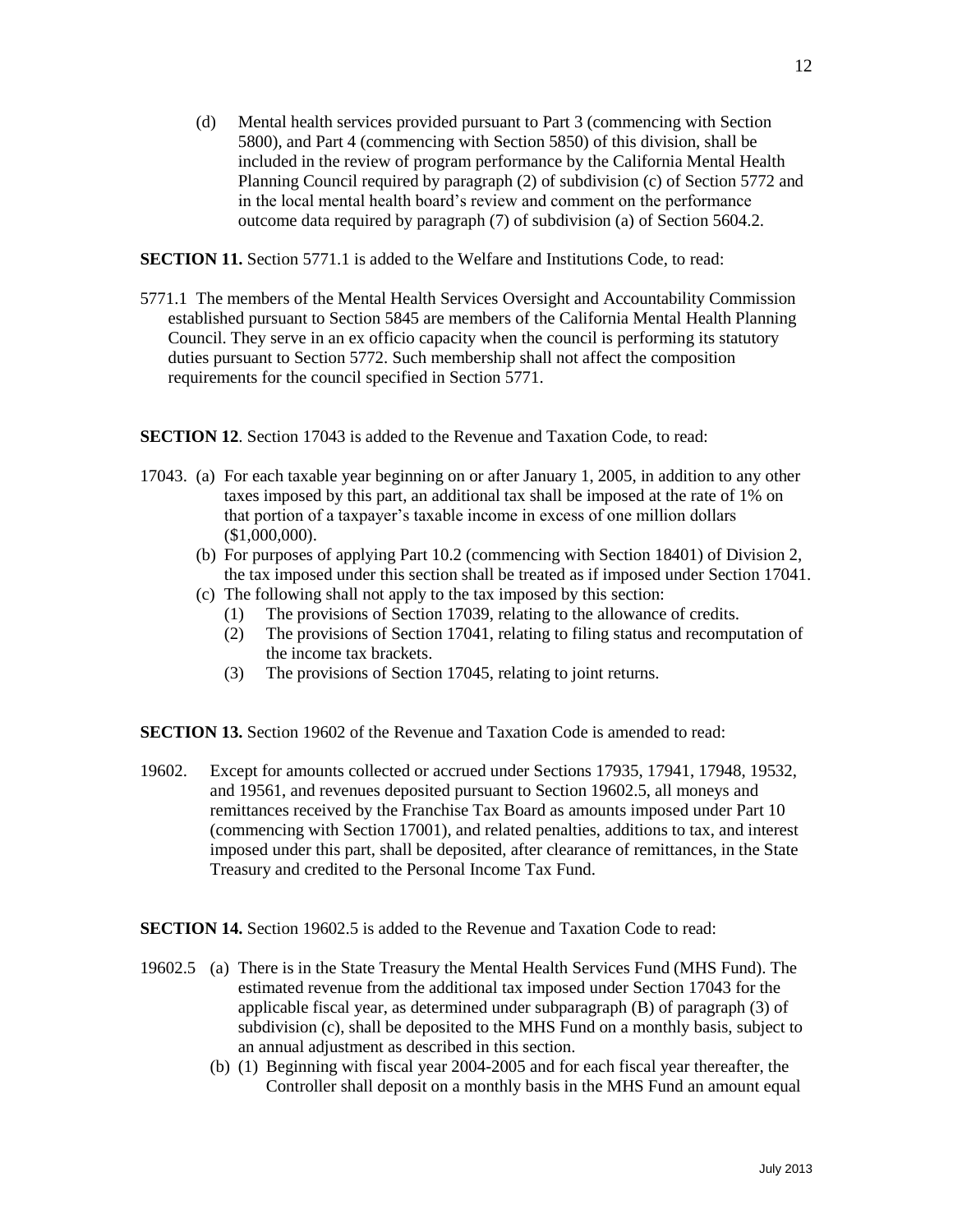(d) Mental health services provided pursuant to Part 3 (commencing with Section 5800), and Part 4 (commencing with Section 5850) of this division, shall be included in the review of program performance by the California Mental Health Planning Council required by paragraph (2) of subdivision (c) of Section 5772 and in the local mental health board's review and comment on the performance outcome data required by paragraph (7) of subdivision (a) of Section 5604.2.

**SECTION 11.** Section 5771.1 is added to the Welfare and Institutions Code, to read:

5771.1 The members of the Mental Health Services Oversight and Accountability Commission established pursuant to Section 5845 are members of the California Mental Health Planning Council. They serve in an ex officio capacity when the council is performing its statutory duties pursuant to Section 5772. Such membership shall not affect the composition requirements for the council specified in Section 5771.

**SECTION 12**. Section 17043 is added to the Revenue and Taxation Code, to read:

17043. (a) For each taxable year beginning on or after January 1, 2005, in addition to any other taxes imposed by this part, an additional tax shall be imposed at the rate of 1% on that portion of a taxpayer's taxable income in excess of one million dollars ($1,000,000).

(b) For purposes of applying Part 10.2 (commencing with Section 18401) of Division 2, the tax imposed under this section shall be treated as if imposed under Section 17041.

(c) The following shall not apply to the tax imposed by this section:

(1) The provisions of Section 17039, relating to the allowance of credits.

(2) The provisions of Section 17041, relating to filing status and recomputation of the income tax brackets.

(3) The provisions of Section 17045, relating to joint returns.

**SECTION 13.** Section 19602 of the Revenue and Taxation Code is amended to read:

19602. Except for amounts collected or accrued under Sections 17935, 17941, 17948, 19532, and 19561, and revenues deposited pursuant to Section 19602.5, all moneys and remittances received by the Franchise Tax Board as amounts imposed under Part 10 (commencing with Section 17001), and related penalties, additions to tax, and interest imposed under this part, shall be deposited, after clearance of remittances, in the State Treasury and credited to the Personal Income Tax Fund.

**SECTION 14.** Section 19602.5 is added to the Revenue and Taxation Code to read:

19602.5 (a) There is in the State Treasury the Mental Health Services Fund (MHS Fund). The estimated revenue from the additional tax imposed under Section 17043 for the applicable fiscal year, as determined under subparagraph (B) of paragraph (3) of subdivision (c), shall be deposited to the MHS Fund on a monthly basis, subject to an annual adjustment as described in this section.

(b) (1) Beginning with fiscal year 2004-2005 and for each fiscal year thereafter, the Controller shall deposit on a monthly basis in the MHS Fund an amount equal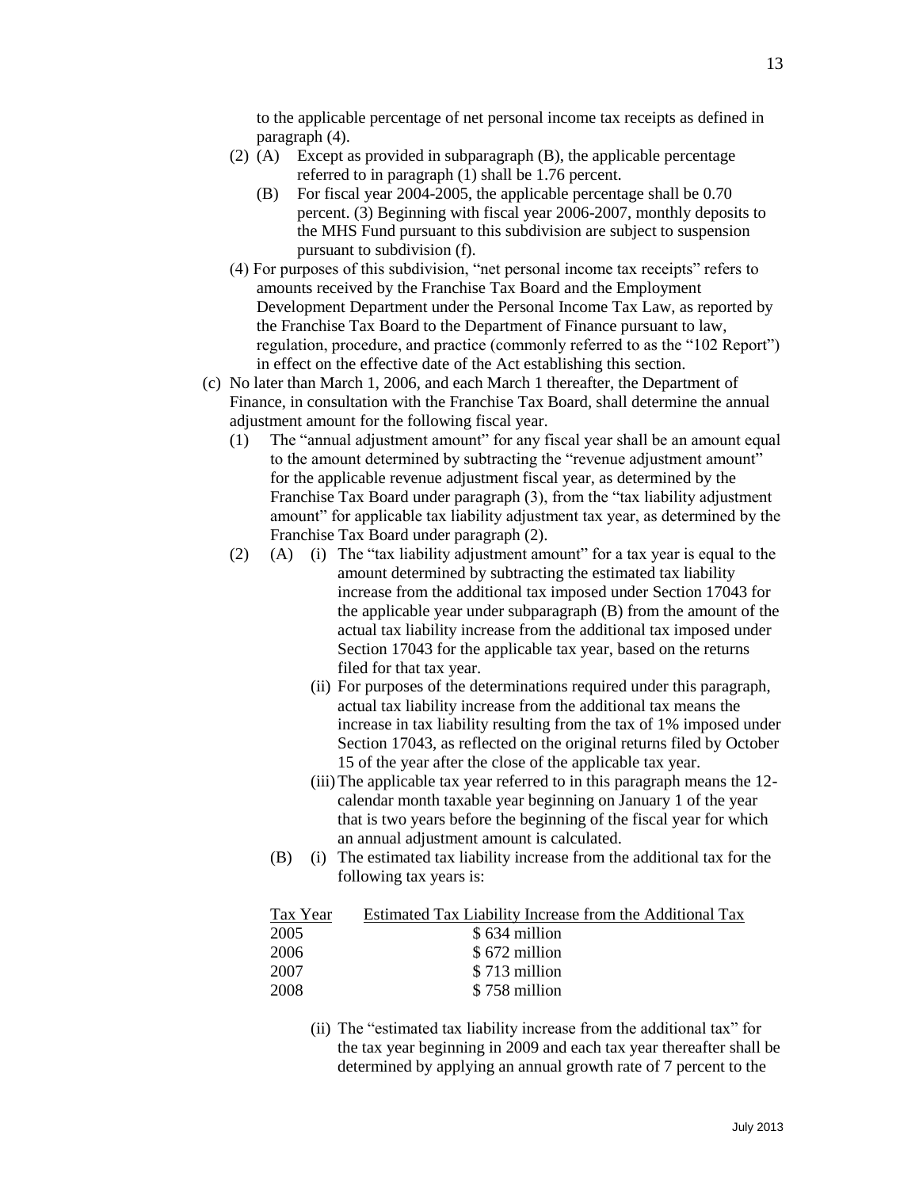to the applicable percentage of net personal income tax receipts as defined in paragraph (4).

(2) (A) Except as provided in subparagraph (B), the applicable percentage referred to in paragraph (1) shall be 1.76 percent.

(B) For fiscal year 2004-2005, the applicable percentage shall be 0.70 percent. (3) Beginning with fiscal year 2006-2007, monthly deposits to the MHS Fund pursuant to this subdivision are subject to suspension pursuant to subdivision (f).

(4) For purposes of this subdivision, "net personal income tax receipts" refers to amounts received by the Franchise Tax Board and the Employment Development Department under the Personal Income Tax Law, as reported by the Franchise Tax Board to the Department of Finance pursuant to law, regulation, procedure, and practice (commonly referred to as the "102 Report") in effect on the effective date of the Act establishing this section.

(c) No later than March 1, 2006, and each March 1 thereafter, the Department of Finance, in consultation with the Franchise Tax Board, shall determine the annual adjustment amount for the following fiscal year.

(1) The "annual adjustment amount" for any fiscal year shall be an amount equal to the amount determined by subtracting the "revenue adjustment amount" for the applicable revenue adjustment fiscal year, as determined by the Franchise Tax Board under paragraph (3), from the "tax liability adjustment amount" for applicable tax liability adjustment tax year, as determined by the Franchise Tax Board under paragraph (2).

(2) (A) (i) The "tax liability adjustment amount" for a tax year is equal to the amount determined by subtracting the estimated tax liability increase from the additional tax imposed under Section 17043 for the applicable year under subparagraph (B) from the amount of the actual tax liability increase from the additional tax imposed under Section 17043 for the applicable tax year, based on the returns filed for that tax year.

(ii) For purposes of the determinations required under this paragraph, actual tax liability increase from the additional tax means the increase in tax liability resulting from the tax of 1% imposed under Section 17043, as reflected on the original returns filed by October 15 of the year after the close of the applicable tax year.

(iii) The applicable tax year referred to in this paragraph means the 12-calendar month taxable year beginning on January 1 of the year that is two years before the beginning of the fiscal year for which an annual adjustment amount is calculated.

(B) (i) The estimated tax liability increase from the additional tax for the following tax years is:

| Tax Year | Estimated Tax Liability Increase from the Additional Tax |
|---|---|
| 2005 | $ 634 million |
| 2006 | $ 672 million |
| 2007 | $ 713 million |
| 2008 | $ 758 million |

(ii) The "estimated tax liability increase from the additional tax" for the tax year beginning in 2009 and each tax year thereafter shall be determined by applying an annual growth rate of 7 percent to the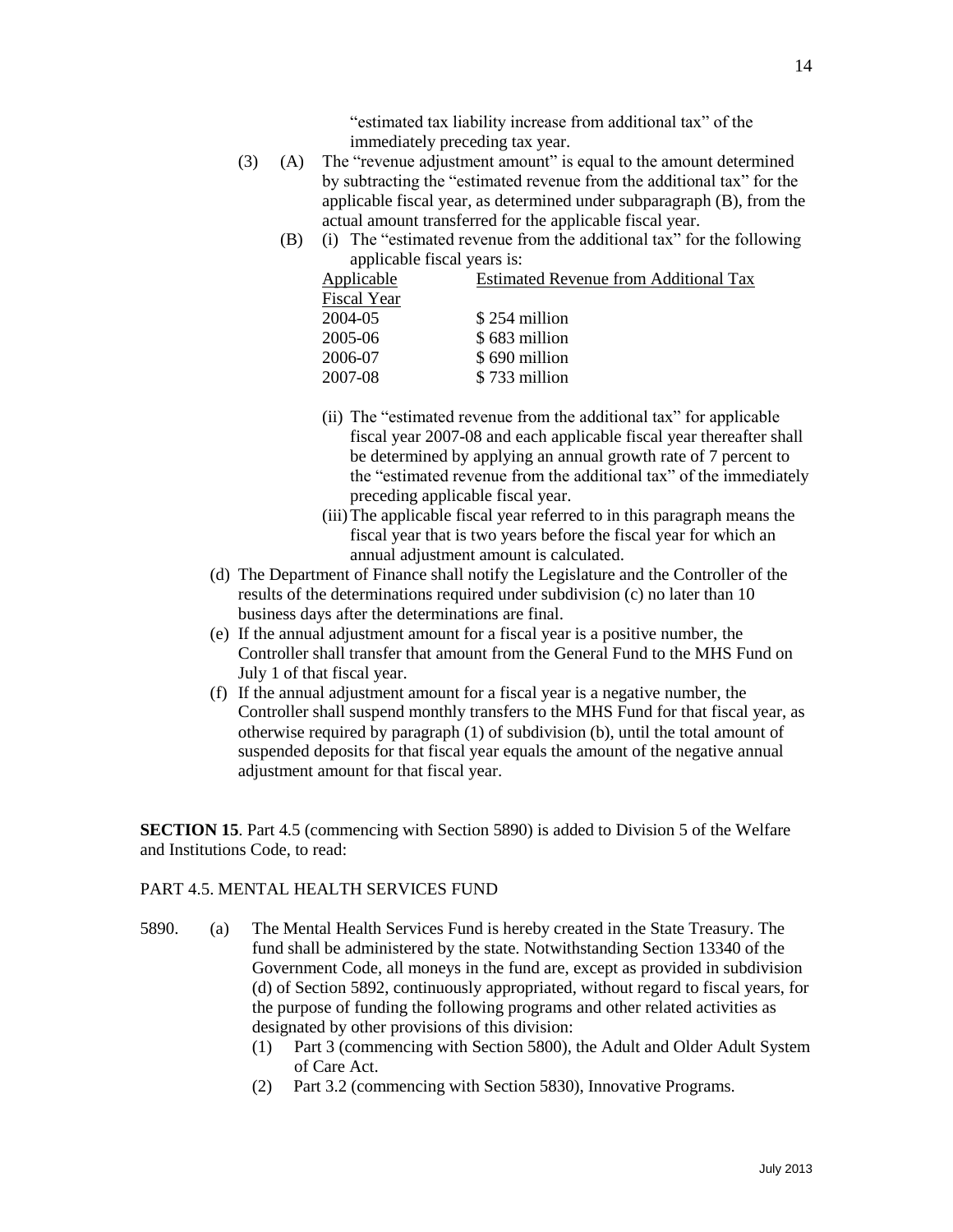"estimated tax liability increase from additional tax" of the immediately preceding tax year.

(3) (A) The "revenue adjustment amount" is equal to the amount determined by subtracting the "estimated revenue from the additional tax" for the applicable fiscal year, as determined under subparagraph (B), from the actual amount transferred for the applicable fiscal year.

(B) (i) The "estimated revenue from the additional tax" for the following applicable fiscal years is:

| Applicable Fiscal Year | Estimated Revenue from Additional Tax |
|---|---|
| 2004-05 | $ 254 million |
| 2005-06 | $ 683 million |
| 2006-07 | $ 690 million |
| 2007-08 | $ 733 million |

(ii) The "estimated revenue from the additional tax" for applicable fiscal year 2007-08 and each applicable fiscal year thereafter shall be determined by applying an annual growth rate of 7 percent to the "estimated revenue from the additional tax" of the immediately preceding applicable fiscal year.

(iii) The applicable fiscal year referred to in this paragraph means the fiscal year that is two years before the fiscal year for which an annual adjustment amount is calculated.

(d) The Department of Finance shall notify the Legislature and the Controller of the results of the determinations required under subdivision (c) no later than 10 business days after the determinations are final.

(e) If the annual adjustment amount for a fiscal year is a positive number, the Controller shall transfer that amount from the General Fund to the MHS Fund on July 1 of that fiscal year.

(f) If the annual adjustment amount for a fiscal year is a negative number, the Controller shall suspend monthly transfers to the MHS Fund for that fiscal year, as otherwise required by paragraph (1) of subdivision (b), until the total amount of suspended deposits for that fiscal year equals the amount of the negative annual adjustment amount for that fiscal year.

**SECTION 15**. Part 4.5 (commencing with Section 5890) is added to Division 5 of the Welfare and Institutions Code, to read:

PART 4.5. MENTAL HEALTH SERVICES FUND

5890. (a) The Mental Health Services Fund is hereby created in the State Treasury. The fund shall be administered by the state. Notwithstanding Section 13340 of the Government Code, all moneys in the fund are, except as provided in subdivision (d) of Section 5892, continuously appropriated, without regard to fiscal years, for the purpose of funding the following programs and other related activities as designated by other provisions of this division:

(1) Part 3 (commencing with Section 5800), the Adult and Older Adult System of Care Act.

(2) Part 3.2 (commencing with Section 5830), Innovative Programs.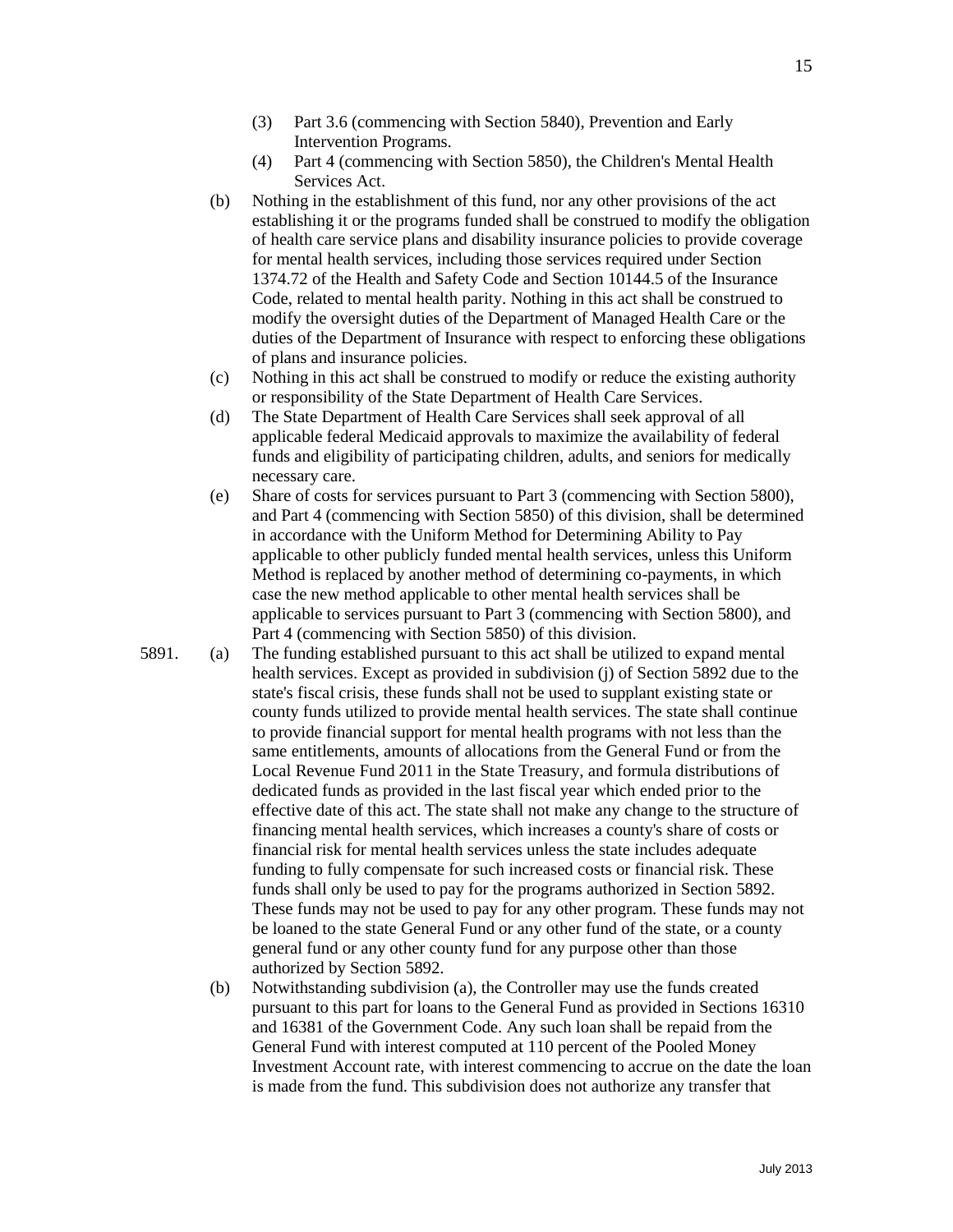(3) Part 3.6 (commencing with Section 5840), Prevention and Early Intervention Programs.

(4) Part 4 (commencing with Section 5850), the Children's Mental Health Services Act.

(b) Nothing in the establishment of this fund, nor any other provisions of the act establishing it or the programs funded shall be construed to modify the obligation of health care service plans and disability insurance policies to provide coverage for mental health services, including those services required under Section 1374.72 of the Health and Safety Code and Section 10144.5 of the Insurance Code, related to mental health parity. Nothing in this act shall be construed to modify the oversight duties of the Department of Managed Health Care or the duties of the Department of Insurance with respect to enforcing these obligations of plans and insurance policies.

(c) Nothing in this act shall be construed to modify or reduce the existing authority or responsibility of the State Department of Health Care Services.

(d) The State Department of Health Care Services shall seek approval of all applicable federal Medicaid approvals to maximize the availability of federal funds and eligibility of participating children, adults, and seniors for medically necessary care.

(e) Share of costs for services pursuant to Part 3 (commencing with Section 5800), and Part 4 (commencing with Section 5850) of this division, shall be determined in accordance with the Uniform Method for Determining Ability to Pay applicable to other publicly funded mental health services, unless this Uniform Method is replaced by another method of determining co-payments, in which case the new method applicable to other mental health services shall be applicable to services pursuant to Part 3 (commencing with Section 5800), and Part 4 (commencing with Section 5850) of this division.

5891. (a) The funding established pursuant to this act shall be utilized to expand mental health services. Except as provided in subdivision (j) of Section 5892 due to the state's fiscal crisis, these funds shall not be used to supplant existing state or county funds utilized to provide mental health services. The state shall continue to provide financial support for mental health programs with not less than the same entitlements, amounts of allocations from the General Fund or from the Local Revenue Fund 2011 in the State Treasury, and formula distributions of dedicated funds as provided in the last fiscal year which ended prior to the effective date of this act. The state shall not make any change to the structure of financing mental health services, which increases a county's share of costs or financial risk for mental health services unless the state includes adequate funding to fully compensate for such increased costs or financial risk. These funds shall only be used to pay for the programs authorized in Section 5892. These funds may not be used to pay for any other program. These funds may not be loaned to the state General Fund or any other fund of the state, or a county general fund or any other county fund for any purpose other than those authorized by Section 5892.

(b) Notwithstanding subdivision (a), the Controller may use the funds created pursuant to this part for loans to the General Fund as provided in Sections 16310 and 16381 of the Government Code. Any such loan shall be repaid from the General Fund with interest computed at 110 percent of the Pooled Money Investment Account rate, with interest commencing to accrue on the date the loan is made from the fund. This subdivision does not authorize any transfer that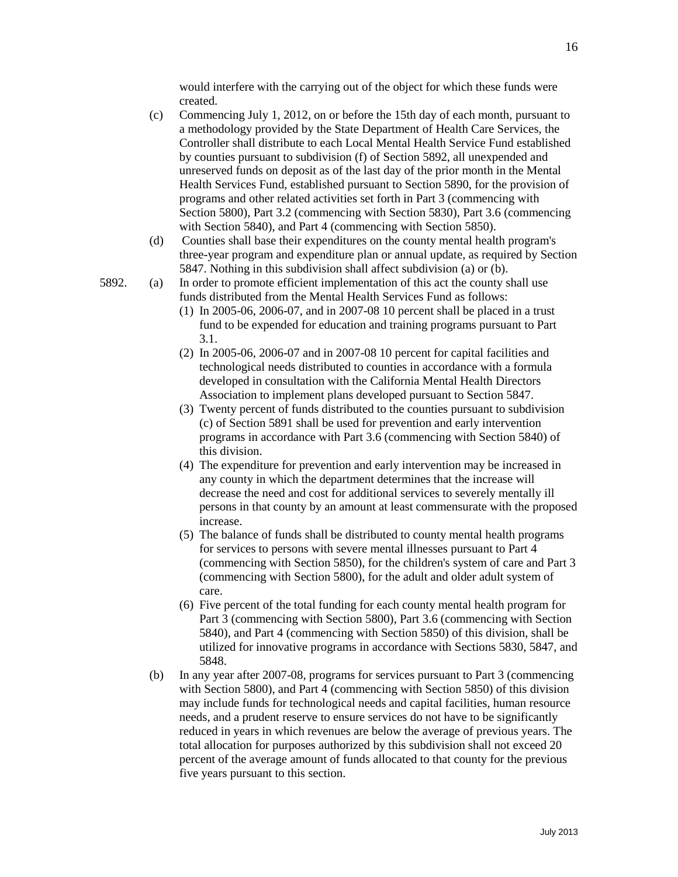would interfere with the carrying out of the object for which these funds were created.

(c) Commencing July 1, 2012, on or before the 15th day of each month, pursuant to a methodology provided by the State Department of Health Care Services, the Controller shall distribute to each Local Mental Health Service Fund established by counties pursuant to subdivision (f) of Section 5892, all unexpended and unreserved funds on deposit as of the last day of the prior month in the Mental Health Services Fund, established pursuant to Section 5890, for the provision of programs and other related activities set forth in Part 3 (commencing with Section 5800), Part 3.2 (commencing with Section 5830), Part 3.6 (commencing with Section 5840), and Part 4 (commencing with Section 5850).

(d) Counties shall base their expenditures on the county mental health program's three-year program and expenditure plan or annual update, as required by Section 5847. Nothing in this subdivision shall affect subdivision (a) or (b).

5892. (a) In order to promote efficient implementation of this act the county shall use funds distributed from the Mental Health Services Fund as follows:

(1) In 2005-06, 2006-07, and in 2007-08 10 percent shall be placed in a trust fund to be expended for education and training programs pursuant to Part 3.1.

(2) In 2005-06, 2006-07 and in 2007-08 10 percent for capital facilities and technological needs distributed to counties in accordance with a formula developed in consultation with the California Mental Health Directors Association to implement plans developed pursuant to Section 5847.

(3) Twenty percent of funds distributed to the counties pursuant to subdivision (c) of Section 5891 shall be used for prevention and early intervention programs in accordance with Part 3.6 (commencing with Section 5840) of this division.

(4) The expenditure for prevention and early intervention may be increased in any county in which the department determines that the increase will decrease the need and cost for additional services to severely mentally ill persons in that county by an amount at least commensurate with the proposed increase.

(5) The balance of funds shall be distributed to county mental health programs for services to persons with severe mental illnesses pursuant to Part 4 (commencing with Section 5850), for the children's system of care and Part 3 (commencing with Section 5800), for the adult and older adult system of care.

(6) Five percent of the total funding for each county mental health program for Part 3 (commencing with Section 5800), Part 3.6 (commencing with Section 5840), and Part 4 (commencing with Section 5850) of this division, shall be utilized for innovative programs in accordance with Sections 5830, 5847, and 5848.

(b) In any year after 2007-08, programs for services pursuant to Part 3 (commencing with Section 5800), and Part 4 (commencing with Section 5850) of this division may include funds for technological needs and capital facilities, human resource needs, and a prudent reserve to ensure services do not have to be significantly reduced in years in which revenues are below the average of previous years. The total allocation for purposes authorized by this subdivision shall not exceed 20 percent of the average amount of funds allocated to that county for the previous five years pursuant to this section.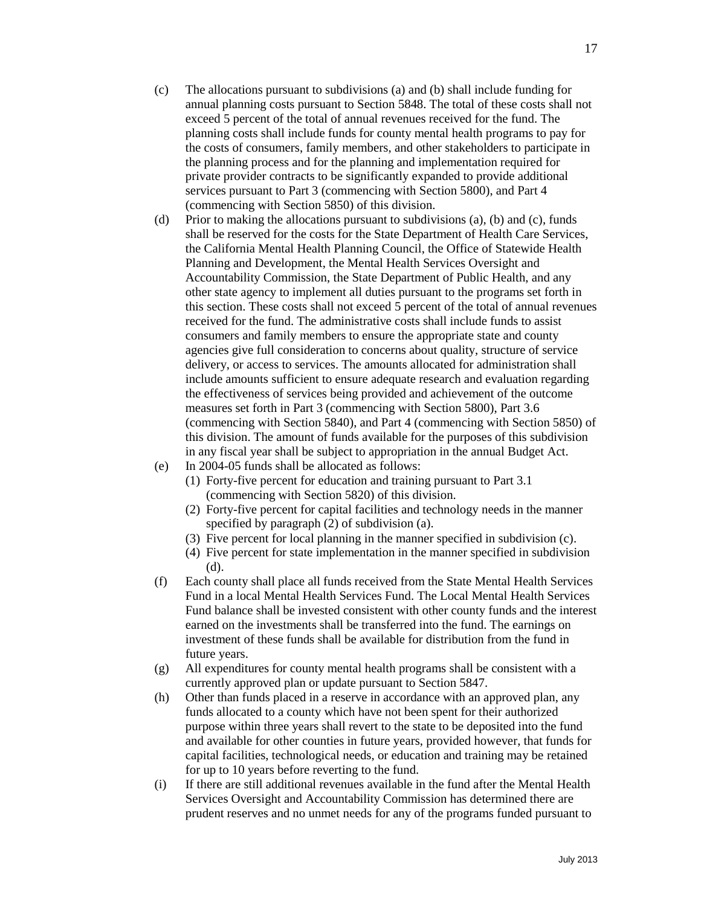(c) The allocations pursuant to subdivisions (a) and (b) shall include funding for annual planning costs pursuant to Section 5848. The total of these costs shall not exceed 5 percent of the total of annual revenues received for the fund. The planning costs shall include funds for county mental health programs to pay for the costs of consumers, family members, and other stakeholders to participate in the planning process and for the planning and implementation required for private provider contracts to be significantly expanded to provide additional services pursuant to Part 3 (commencing with Section 5800), and Part 4 (commencing with Section 5850) of this division.

(d) Prior to making the allocations pursuant to subdivisions (a), (b) and (c), funds shall be reserved for the costs for the State Department of Health Care Services, the California Mental Health Planning Council, the Office of Statewide Health Planning and Development, the Mental Health Services Oversight and Accountability Commission, the State Department of Public Health, and any other state agency to implement all duties pursuant to the programs set forth in this section. These costs shall not exceed 5 percent of the total of annual revenues received for the fund. The administrative costs shall include funds to assist consumers and family members to ensure the appropriate state and county agencies give full consideration to concerns about quality, structure of service delivery, or access to services. The amounts allocated for administration shall include amounts sufficient to ensure adequate research and evaluation regarding the effectiveness of services being provided and achievement of the outcome measures set forth in Part 3 (commencing with Section 5800), Part 3.6 (commencing with Section 5840), and Part 4 (commencing with Section 5850) of this division. The amount of funds available for the purposes of this subdivision in any fiscal year shall be subject to appropriation in the annual Budget Act.

(e) In 2004-05 funds shall be allocated as follows:
  (1) Forty-five percent for education and training pursuant to Part 3.1 (commencing with Section 5820) of this division.
  (2) Forty-five percent for capital facilities and technology needs in the manner specified by paragraph (2) of subdivision (a).
  (3) Five percent for local planning in the manner specified in subdivision (c).
  (4) Five percent for state implementation in the manner specified in subdivision (d).

(f) Each county shall place all funds received from the State Mental Health Services Fund in a local Mental Health Services Fund. The Local Mental Health Services Fund balance shall be invested consistent with other county funds and the interest earned on the investments shall be transferred into the fund. The earnings on investment of these funds shall be available for distribution from the fund in future years.

(g) All expenditures for county mental health programs shall be consistent with a currently approved plan or update pursuant to Section 5847.

(h) Other than funds placed in a reserve in accordance with an approved plan, any funds allocated to a county which have not been spent for their authorized purpose within three years shall revert to the state to be deposited into the fund and available for other counties in future years, provided however, that funds for capital facilities, technological needs, or education and training may be retained for up to 10 years before reverting to the fund.

(i) If there are still additional revenues available in the fund after the Mental Health Services Oversight and Accountability Commission has determined there are prudent reserves and no unmet needs for any of the programs funded pursuant to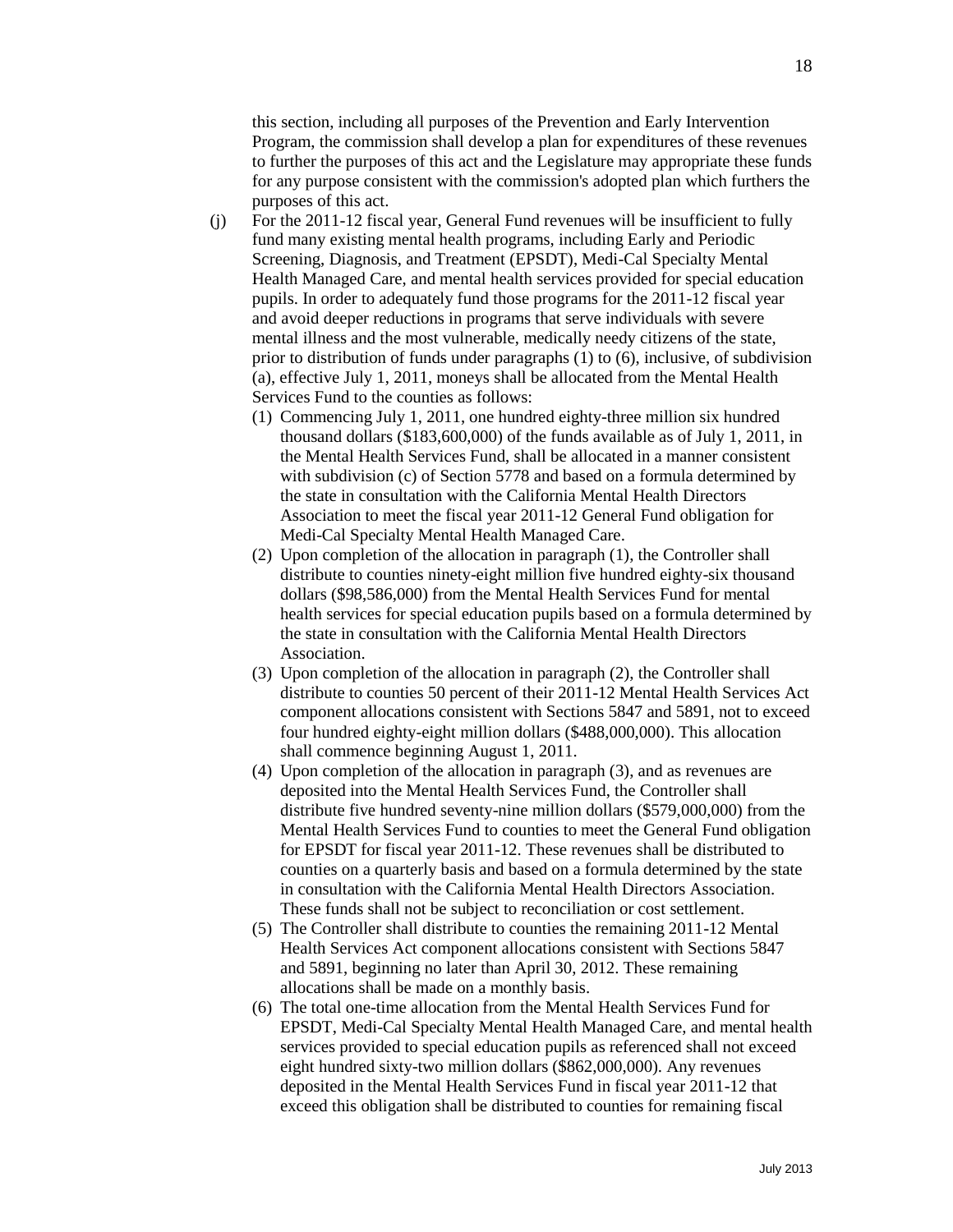this section, including all purposes of the Prevention and Early Intervention Program, the commission shall develop a plan for expenditures of these revenues to further the purposes of this act and the Legislature may appropriate these funds for any purpose consistent with the commission's adopted plan which furthers the purposes of this act.

(j) For the 2011-12 fiscal year, General Fund revenues will be insufficient to fully fund many existing mental health programs, including Early and Periodic Screening, Diagnosis, and Treatment (EPSDT), Medi-Cal Specialty Mental Health Managed Care, and mental health services provided for special education pupils. In order to adequately fund those programs for the 2011-12 fiscal year and avoid deeper reductions in programs that serve individuals with severe mental illness and the most vulnerable, medically needy citizens of the state, prior to distribution of funds under paragraphs (1) to (6), inclusive, of subdivision (a), effective July 1, 2011, moneys shall be allocated from the Mental Health Services Fund to the counties as follows:

   (1) Commencing July 1, 2011, one hundred eighty-three million six hundred thousand dollars ($183,600,000) of the funds available as of July 1, 2011, in the Mental Health Services Fund, shall be allocated in a manner consistent with subdivision (c) of Section 5778 and based on a formula determined by the state in consultation with the California Mental Health Directors Association to meet the fiscal year 2011-12 General Fund obligation for Medi-Cal Specialty Mental Health Managed Care.

   (2) Upon completion of the allocation in paragraph (1), the Controller shall distribute to counties ninety-eight million five hundred eighty-six thousand dollars ($98,586,000) from the Mental Health Services Fund for mental health services for special education pupils based on a formula determined by the state in consultation with the California Mental Health Directors Association.

   (3) Upon completion of the allocation in paragraph (2), the Controller shall distribute to counties 50 percent of their 2011-12 Mental Health Services Act component allocations consistent with Sections 5847 and 5891, not to exceed four hundred eighty-eight million dollars ($488,000,000). This allocation shall commence beginning August 1, 2011.

   (4) Upon completion of the allocation in paragraph (3), and as revenues are deposited into the Mental Health Services Fund, the Controller shall distribute five hundred seventy-nine million dollars ($579,000,000) from the Mental Health Services Fund to counties to meet the General Fund obligation for EPSDT for fiscal year 2011-12. These revenues shall be distributed to counties on a quarterly basis and based on a formula determined by the state in consultation with the California Mental Health Directors Association. These funds shall not be subject to reconciliation or cost settlement.

   (5) The Controller shall distribute to counties the remaining 2011-12 Mental Health Services Act component allocations consistent with Sections 5847 and 5891, beginning no later than April 30, 2012. These remaining allocations shall be made on a monthly basis.

   (6) The total one-time allocation from the Mental Health Services Fund for EPSDT, Medi-Cal Specialty Mental Health Managed Care, and mental health services provided to special education pupils as referenced shall not exceed eight hundred sixty-two million dollars ($862,000,000). Any revenues deposited in the Mental Health Services Fund in fiscal year 2011-12 that exceed this obligation shall be distributed to counties for remaining fiscal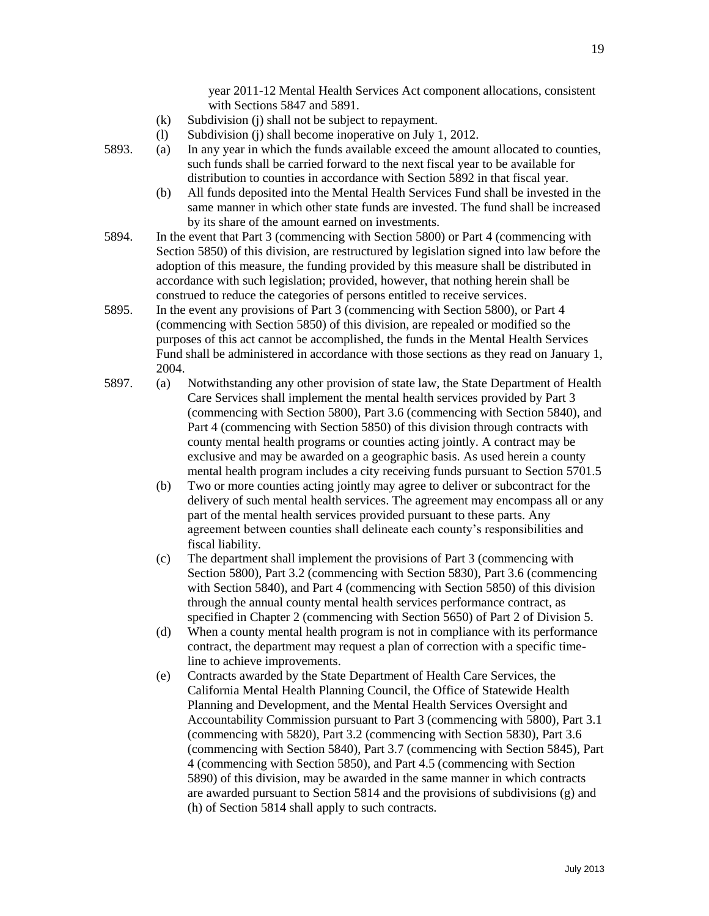year 2011-12 Mental Health Services Act component allocations, consistent with Sections 5847 and 5891.

(k) Subdivision (j) shall not be subject to repayment.

(l) Subdivision (j) shall become inoperative on July 1, 2012.

5893. (a) In any year in which the funds available exceed the amount allocated to counties, such funds shall be carried forward to the next fiscal year to be available for distribution to counties in accordance with Section 5892 in that fiscal year.

(b) All funds deposited into the Mental Health Services Fund shall be invested in the same manner in which other state funds are invested. The fund shall be increased by its share of the amount earned on investments.

5894. In the event that Part 3 (commencing with Section 5800) or Part 4 (commencing with Section 5850) of this division, are restructured by legislation signed into law before the adoption of this measure, the funding provided by this measure shall be distributed in accordance with such legislation; provided, however, that nothing herein shall be construed to reduce the categories of persons entitled to receive services.

5895. In the event any provisions of Part 3 (commencing with Section 5800), or Part 4 (commencing with Section 5850) of this division, are repealed or modified so the purposes of this act cannot be accomplished, the funds in the Mental Health Services Fund shall be administered in accordance with those sections as they read on January 1, 2004.

5897. (a) Notwithstanding any other provision of state law, the State Department of Health Care Services shall implement the mental health services provided by Part 3 (commencing with Section 5800), Part 3.6 (commencing with Section 5840), and Part 4 (commencing with Section 5850) of this division through contracts with county mental health programs or counties acting jointly. A contract may be exclusive and may be awarded on a geographic basis. As used herein a county mental health program includes a city receiving funds pursuant to Section 5701.5

(b) Two or more counties acting jointly may agree to deliver or subcontract for the delivery of such mental health services. The agreement may encompass all or any part of the mental health services provided pursuant to these parts. Any agreement between counties shall delineate each county's responsibilities and fiscal liability.

(c) The department shall implement the provisions of Part 3 (commencing with Section 5800), Part 3.2 (commencing with Section 5830), Part 3.6 (commencing with Section 5840), and Part 4 (commencing with Section 5850) of this division through the annual county mental health services performance contract, as specified in Chapter 2 (commencing with Section 5650) of Part 2 of Division 5.

(d) When a county mental health program is not in compliance with its performance contract, the department may request a plan of correction with a specific time-line to achieve improvements.

(e) Contracts awarded by the State Department of Health Care Services, the California Mental Health Planning Council, the Office of Statewide Health Planning and Development, and the Mental Health Services Oversight and Accountability Commission pursuant to Part 3 (commencing with 5800), Part 3.1 (commencing with 5820), Part 3.2 (commencing with Section 5830), Part 3.6 (commencing with Section 5840), Part 3.7 (commencing with Section 5845), Part 4 (commencing with Section 5850), and Part 4.5 (commencing with Section 5890) of this division, may be awarded in the same manner in which contracts are awarded pursuant to Section 5814 and the provisions of subdivisions (g) and (h) of Section 5814 shall apply to such contracts.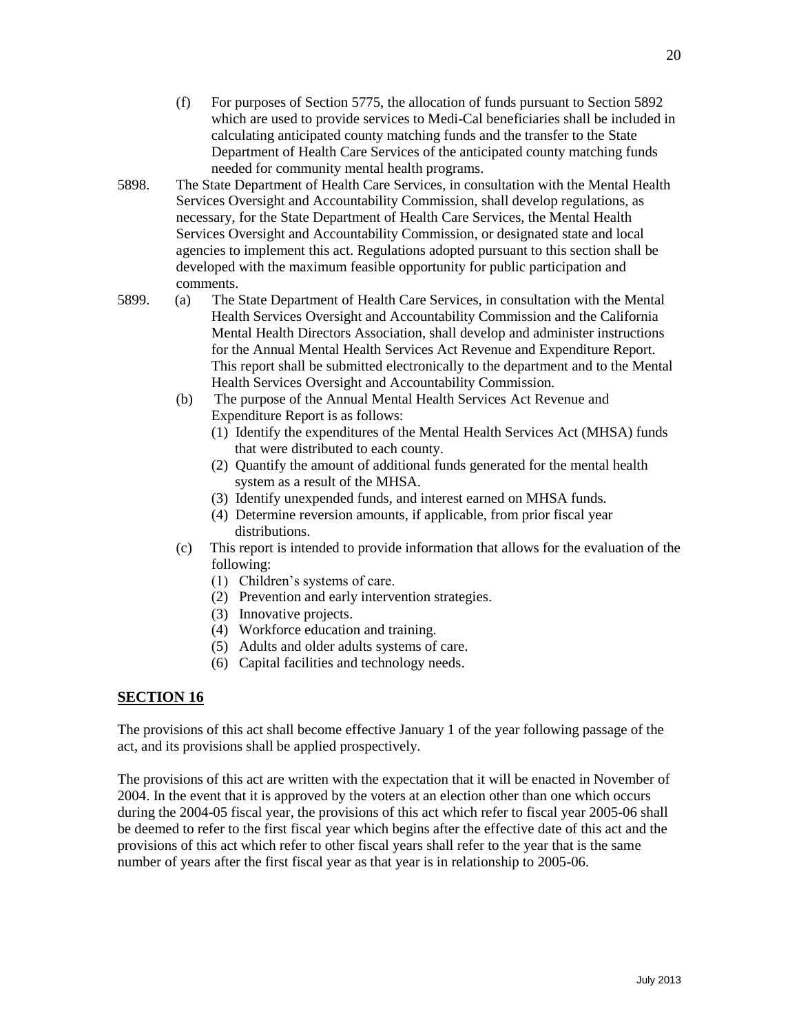(f) For purposes of Section 5775, the allocation of funds pursuant to Section 5892 which are used to provide services to Medi-Cal beneficiaries shall be included in calculating anticipated county matching funds and the transfer to the State Department of Health Care Services of the anticipated county matching funds needed for community mental health programs.

5898. The State Department of Health Care Services, in consultation with the Mental Health Services Oversight and Accountability Commission, shall develop regulations, as necessary, for the State Department of Health Care Services, the Mental Health Services Oversight and Accountability Commission, or designated state and local agencies to implement this act. Regulations adopted pursuant to this section shall be developed with the maximum feasible opportunity for public participation and comments.

5899. (a) The State Department of Health Care Services, in consultation with the Mental Health Services Oversight and Accountability Commission and the California Mental Health Directors Association, shall develop and administer instructions for the Annual Mental Health Services Act Revenue and Expenditure Report. This report shall be submitted electronically to the department and to the Mental Health Services Oversight and Accountability Commission.

(b) The purpose of the Annual Mental Health Services Act Revenue and Expenditure Report is as follows:

(1) Identify the expenditures of the Mental Health Services Act (MHSA) funds that were distributed to each county.
(2) Quantify the amount of additional funds generated for the mental health system as a result of the MHSA.
(3) Identify unexpended funds, and interest earned on MHSA funds.
(4) Determine reversion amounts, if applicable, from prior fiscal year distributions.

(c) This report is intended to provide information that allows for the evaluation of the following:

(1) Children's systems of care.
(2) Prevention and early intervention strategies.
(3) Innovative projects.
(4) Workforce education and training.
(5) Adults and older adults systems of care.
(6) Capital facilities and technology needs.

## SECTION 16

The provisions of this act shall become effective January 1 of the year following passage of the act, and its provisions shall be applied prospectively.

The provisions of this act are written with the expectation that it will be enacted in November of 2004. In the event that it is approved by the voters at an election other than one which occurs during the 2004-05 fiscal year, the provisions of this act which refer to fiscal year 2005-06 shall be deemed to refer to the first fiscal year which begins after the effective date of this act and the provisions of this act which refer to other fiscal years shall refer to the year that is the same number of years after the first fiscal year as that year is in relationship to 2005-06.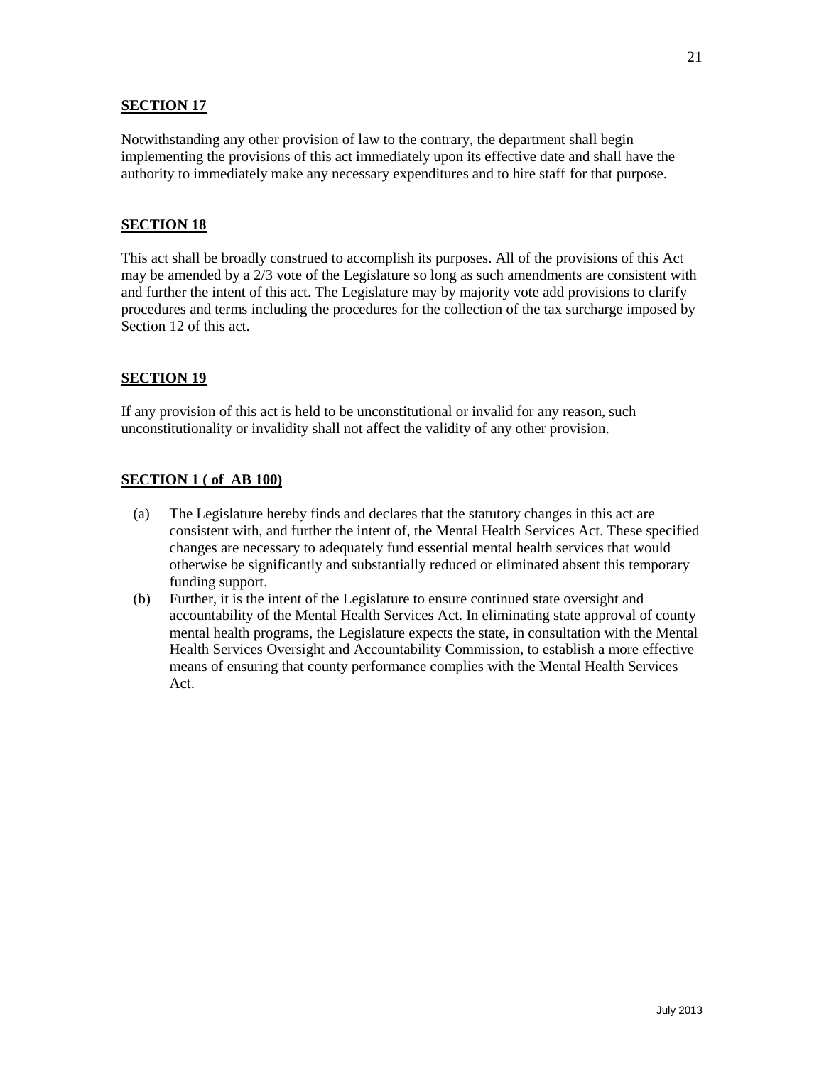**SECTION 17**

Notwithstanding any other provision of law to the contrary, the department shall begin implementing the provisions of this act immediately upon its effective date and shall have the authority to immediately make any necessary expenditures and to hire staff for that purpose.

**SECTION 18**

This act shall be broadly construed to accomplish its purposes. All of the provisions of this Act may be amended by a 2/3 vote of the Legislature so long as such amendments are consistent with and further the intent of this act. The Legislature may by majority vote add provisions to clarify procedures and terms including the procedures for the collection of the tax surcharge imposed by Section 12 of this act.

**SECTION 19**

If any provision of this act is held to be unconstitutional or invalid for any reason, such unconstitutionality or invalidity shall not affect the validity of any other provision.

**SECTION 1 ( of AB 100)**

(a) The Legislature hereby finds and declares that the statutory changes in this act are consistent with, and further the intent of, the Mental Health Services Act. These specified changes are necessary to adequately fund essential mental health services that would otherwise be significantly and substantially reduced or eliminated absent this temporary funding support.

(b) Further, it is the intent of the Legislature to ensure continued state oversight and accountability of the Mental Health Services Act. In eliminating state approval of county mental health programs, the Legislature expects the state, in consultation with the Mental Health Services Oversight and Accountability Commission, to establish a more effective means of ensuring that county performance complies with the Mental Health Services Act.